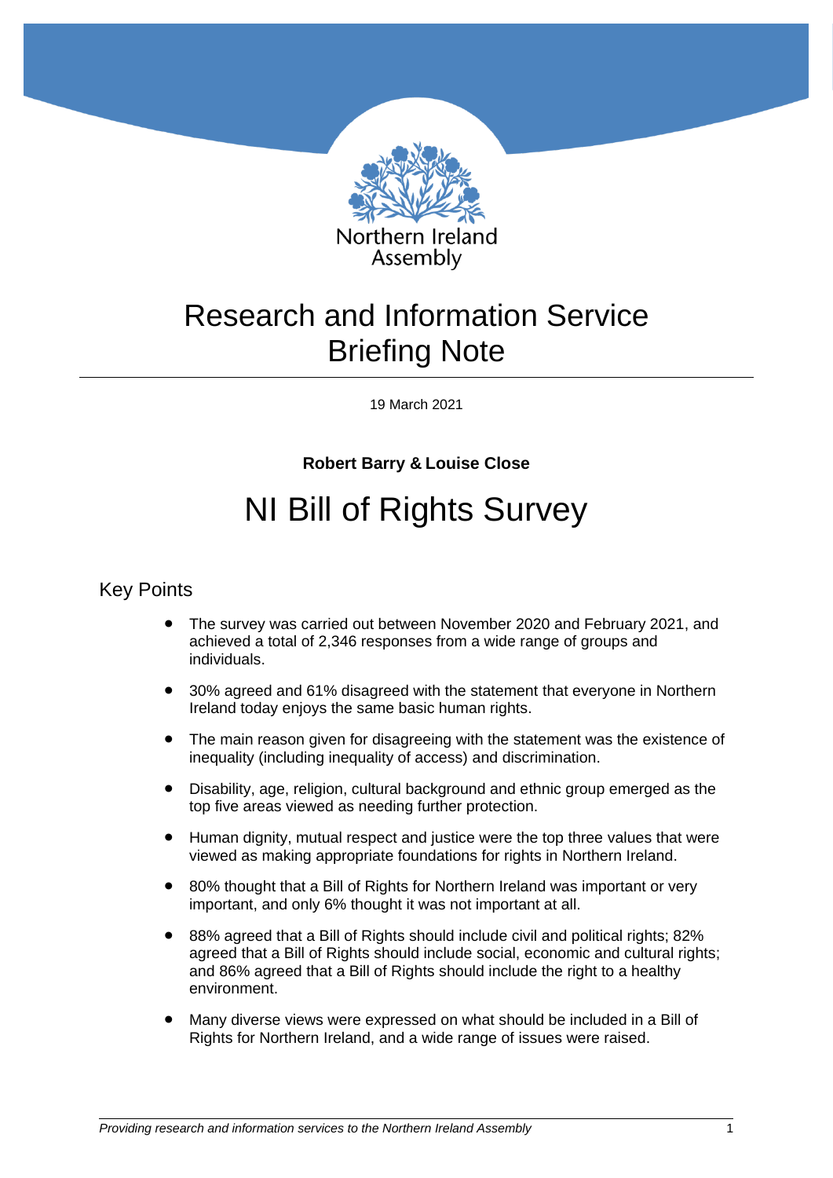Northern Ireland Assembly

# Research and Information Service Briefing Note

19 March 2021

**Robert Barry & Louise Close**

# NI Bill of Rights Survey

## Key Points

- The survey was carried out between November 2020 and February 2021, and achieved a total of 2,346 responses from a wide range of groups and individuals.
- 30% agreed and 61% disagreed with the statement that everyone in Northern Ireland today enjoys the same basic human rights.
- The main reason given for disagreeing with the statement was the existence of inequality (including inequality of access) and discrimination.
- Disability, age, religion, cultural background and ethnic group emerged as the top five areas viewed as needing further protection.
- Human dignity, mutual respect and justice were the top three values that were viewed as making appropriate foundations for rights in Northern Ireland.
- 80% thought that a Bill of Rights for Northern Ireland was important or very important, and only 6% thought it was not important at all.
- 88% agreed that a Bill of Rights should include civil and political rights; 82% agreed that a Bill of Rights should include social, economic and cultural rights; and 86% agreed that a Bill of Rights should include the right to a healthy environment.
- Many diverse views were expressed on what should be included in a Bill of Rights for Northern Ireland, and a wide range of issues were raised.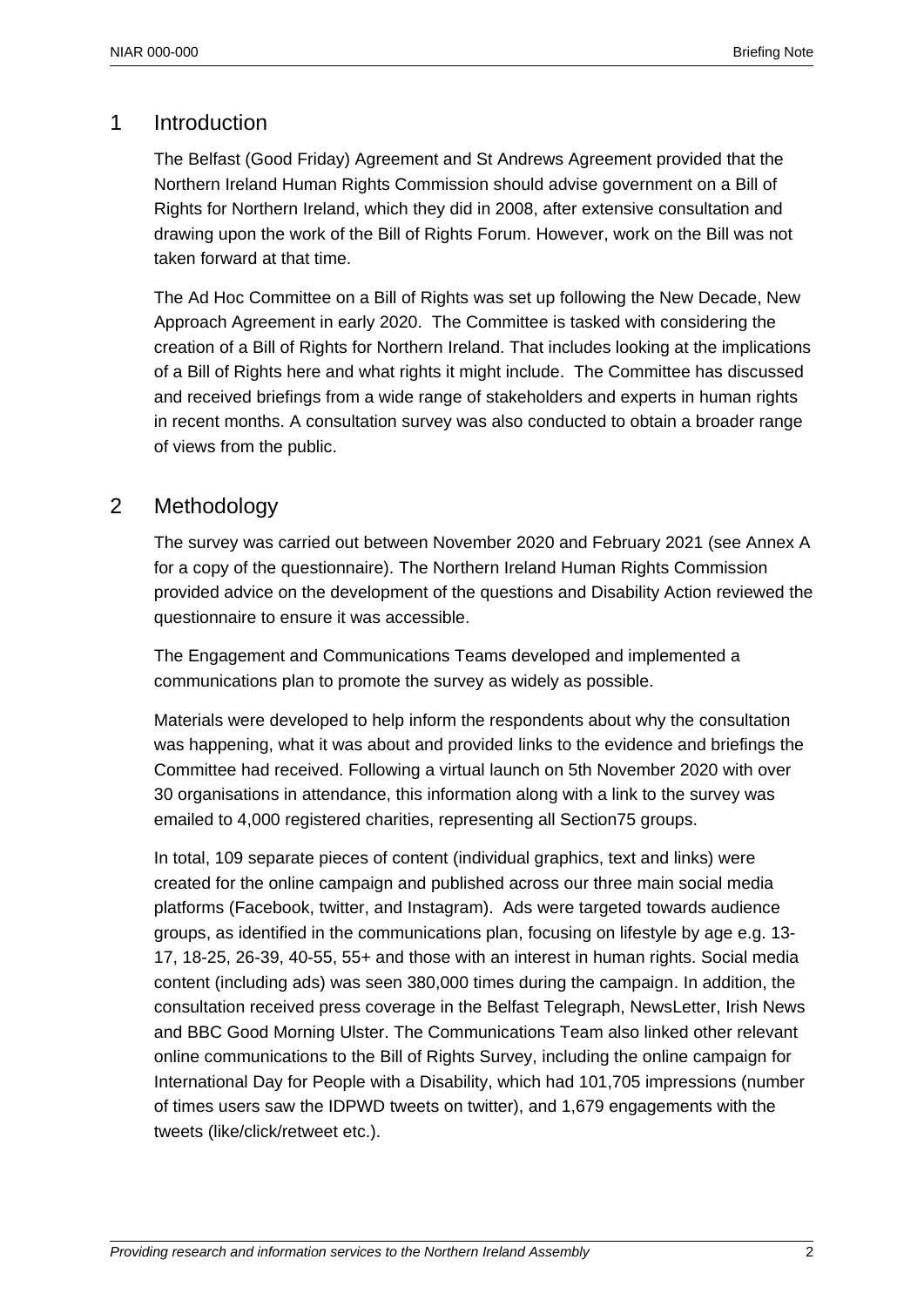## 1 Introduction

The Belfast (Good Friday) Agreement and St Andrews Agreement provided that the Northern Ireland Human Rights Commission should advise government on a Bill of Rights for Northern Ireland, which they did in 2008, after extensive consultation and drawing upon the work of the Bill of Rights Forum. However, work on the Bill was not taken forward at that time.

The Ad Hoc Committee on a Bill of Rights was set up following the New Decade, New Approach Agreement in early 2020. The Committee is tasked with considering the creation of a Bill of Rights for Northern Ireland. That includes looking at the implications of a Bill of Rights here and what rights it might include. The Committee has discussed and received briefings from a wide range of stakeholders and experts in human rights in recent months. A consultation survey was also conducted to obtain a broader range of views from the public.

## 2 Methodology

The survey was carried out between November 2020 and February 2021 (see Annex A for a copy of the questionnaire). The Northern Ireland Human Rights Commission provided advice on the development of the questions and Disability Action reviewed the questionnaire to ensure it was accessible.

The Engagement and Communications Teams developed and implemented a communications plan to promote the survey as widely as possible.

Materials were developed to help inform the respondents about why the consultation was happening, what it was about and provided links to the evidence and briefings the Committee had received. Following a virtual launch on 5th November 2020 with over 30 organisations in attendance, this information along with a link to the survey was emailed to 4,000 registered charities, representing all Section75 groups.

In total, 109 separate pieces of content (individual graphics, text and links) were created for the online campaign and published across our three main social media platforms (Facebook, twitter, and Instagram). Ads were targeted towards audience groups, as identified in the communications plan, focusing on lifestyle by age e.g. 13-17, 18-25, 26-39, 40-55, 55+ and those with an interest in human rights. Social media content (including ads) was seen 380,000 times during the campaign. In addition, the consultation received press coverage in the Belfast Telegraph, NewsLetter, Irish News and BBC Good Morning Ulster. The Communications Team also linked other relevant online communications to the Bill of Rights Survey, including the online campaign for International Day for People with a Disability, which had 101,705 impressions (number of times users saw the IDPWD tweets on twitter), and 1,679 engagements with the tweets (like/click/retweet etc.).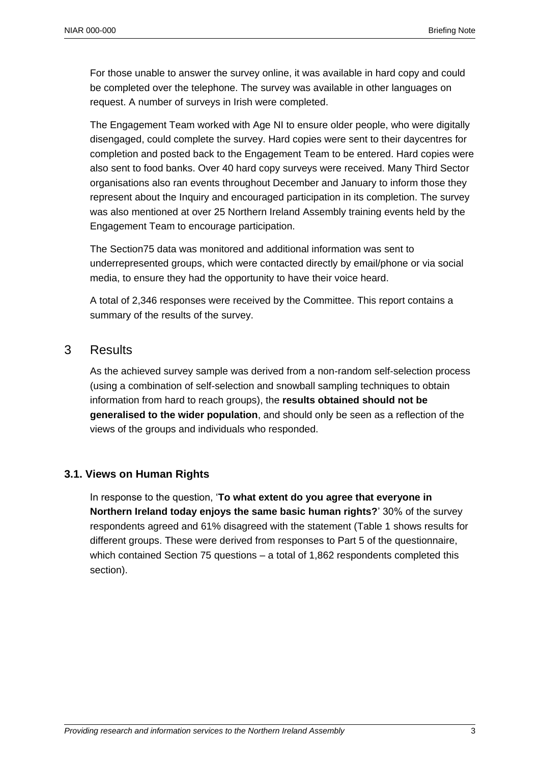For those unable to answer the survey online, it was available in hard copy and could be completed over the telephone. The survey was available in other languages on request. A number of surveys in Irish were completed.

The Engagement Team worked with Age NI to ensure older people, who were digitally disengaged, could complete the survey. Hard copies were sent to their daycentres for completion and posted back to the Engagement Team to be entered. Hard copies were also sent to food banks. Over 40 hard copy surveys were received. Many Third Sector organisations also ran events throughout December and January to inform those they represent about the Inquiry and encouraged participation in its completion. The survey was also mentioned at over 25 Northern Ireland Assembly training events held by the Engagement Team to encourage participation.

The Section75 data was monitored and additional information was sent to underrepresented groups, which were contacted directly by email/phone or via social media, to ensure they had the opportunity to have their voice heard.

A total of 2,346 responses were received by the Committee. This report contains a summary of the results of the survey.

# 3 Results

As the achieved survey sample was derived from a non-random self-selection process (using a combination of self-selection and snowball sampling techniques to obtain information from hard to reach groups), the **results obtained should not be generalised to the wider population**, and should only be seen as a reflection of the views of the groups and individuals who responded.

## 3.1. Views on Human Rights

In response to the question, '**To what extent do you agree that everyone in Northern Ireland today enjoys the same basic human rights?**' 30% of the survey respondents agreed and 61% disagreed with the statement (Table 1 shows results for different groups. These were derived from responses to Part 5 of the questionnaire, which contained Section 75 questions – a total of 1,862 respondents completed this section).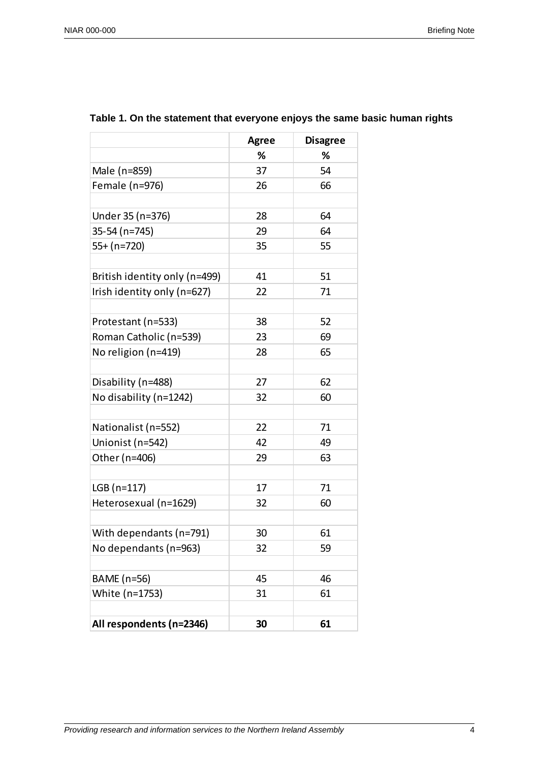**Table 1. On the statement that everyone enjoys the same basic human rights**

| | Agree | Disagree |
|---|---|---|
| | % | % |
| Male (n=859) | 37 | 54 |
| Female (n=976) | 26 | 66 |
| | | |
| Under 35 (n=376) | 28 | 64 |
| 35-54 (n=745) | 29 | 64 |
| 55+ (n=720) | 35 | 55 |
| | | |
| British identity only (n=499) | 41 | 51 |
| Irish identity only (n=627) | 22 | 71 |
| | | |
| Protestant (n=533) | 38 | 52 |
| Roman Catholic (n=539) | 23 | 69 |
| No religion (n=419) | 28 | 65 |
| | | |
| Disability (n=488) | 27 | 62 |
| No disability (n=1242) | 32 | 60 |
| | | |
| Nationalist (n=552) | 22 | 71 |
| Unionist (n=542) | 42 | 49 |
| Other (n=406) | 29 | 63 |
| | | |
| LGB (n=117) | 17 | 71 |
| Heterosexual (n=1629) | 32 | 60 |
| | | |
| With dependants (n=791) | 30 | 61 |
| No dependants (n=963) | 32 | 59 |
| | | |
| BAME (n=56) | 45 | 46 |
| White (n=1753) | 31 | 61 |
| | | |
| **All respondents (n=2346)** | **30** | **61** |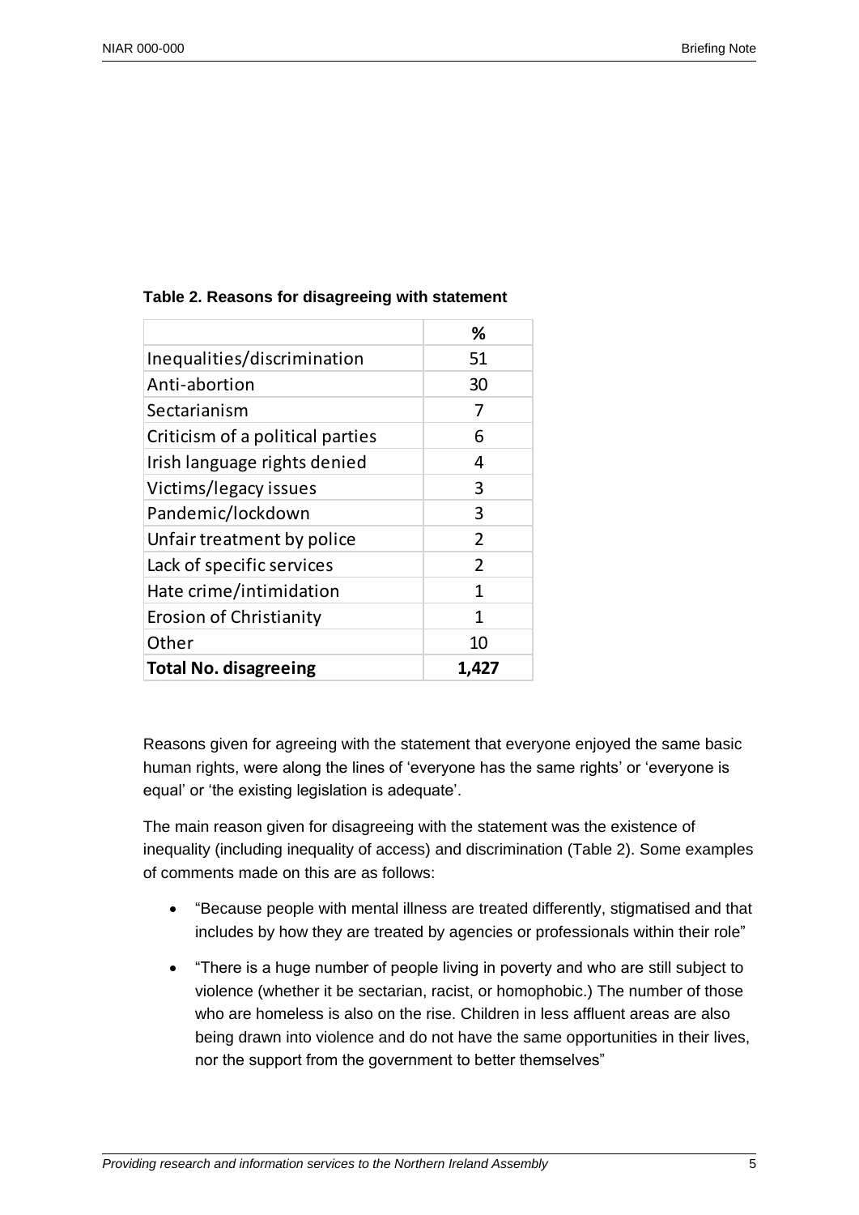**Table 2. Reasons for disagreeing with statement**

| | % |
|---|---|
| Inequalities/discrimination | 51 |
| Anti-abortion | 30 |
| Sectarianism | 7 |
| Criticism of a political parties | 6 |
| Irish language rights denied | 4 |
| Victims/legacy issues | 3 |
| Pandemic/lockdown | 3 |
| Unfair treatment by police | 2 |
| Lack of specific services | 2 |
| Hate crime/intimidation | 1 |
| Erosion of Christianity | 1 |
| Other | 10 |
| **Total No. disagreeing** | **1,427** |

Reasons given for agreeing with the statement that everyone enjoyed the same basic human rights, were along the lines of 'everyone has the same rights' or 'everyone is equal' or 'the existing legislation is adequate'.

The main reason given for disagreeing with the statement was the existence of inequality (including inequality of access) and discrimination (Table 2). Some examples of comments made on this are as follows:

- "Because people with mental illness are treated differently, stigmatised and that includes by how they are treated by agencies or professionals within their role"
- "There is a huge number of people living in poverty and who are still subject to violence (whether it be sectarian, racist, or homophobic.) The number of those who are homeless is also on the rise. Children in less affluent areas are also being drawn into violence and do not have the same opportunities in their lives, nor the support from the government to better themselves"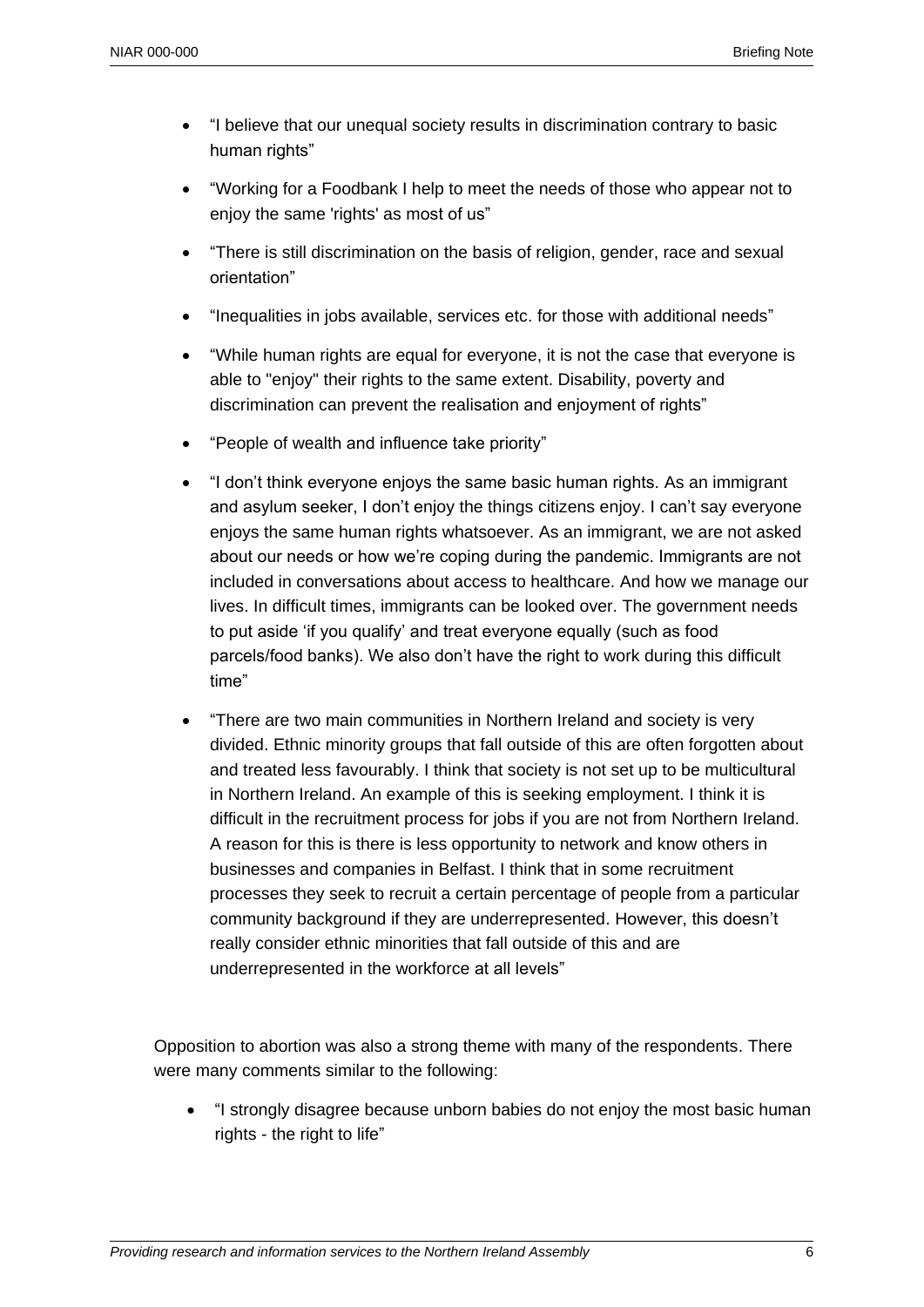- “I believe that our unequal society results in discrimination contrary to basic human rights”
- “Working for a Foodbank I help to meet the needs of those who appear not to enjoy the same 'rights' as most of us”
- “There is still discrimination on the basis of religion, gender, race and sexual orientation”
- “Inequalities in jobs available, services etc. for those with additional needs”
- “While human rights are equal for everyone, it is not the case that everyone is able to "enjoy" their rights to the same extent. Disability, poverty and discrimination can prevent the realisation and enjoyment of rights”
- “People of wealth and influence take priority”
- “I don’t think everyone enjoys the same basic human rights. As an immigrant and asylum seeker, I don’t enjoy the things citizens enjoy. I can’t say everyone enjoys the same human rights whatsoever. As an immigrant, we are not asked about our needs or how we’re coping during the pandemic. Immigrants are not included in conversations about access to healthcare. And how we manage our lives. In difficult times, immigrants can be looked over. The government needs to put aside ‘if you qualify’ and treat everyone equally (such as food parcels/food banks). We also don’t have the right to work during this difficult time”
- “There are two main communities in Northern Ireland and society is very divided. Ethnic minority groups that fall outside of this are often forgotten about and treated less favourably. I think that society is not set up to be multicultural in Northern Ireland. An example of this is seeking employment. I think it is difficult in the recruitment process for jobs if you are not from Northern Ireland. A reason for this is there is less opportunity to network and know others in businesses and companies in Belfast. I think that in some recruitment processes they seek to recruit a certain percentage of people from a particular community background if they are underrepresented. However, this doesn’t really consider ethnic minorities that fall outside of this and are underrepresented in the workforce at all levels”

Opposition to abortion was also a strong theme with many of the respondents. There were many comments similar to the following:

- “I strongly disagree because unborn babies do not enjoy the most basic human rights - the right to life”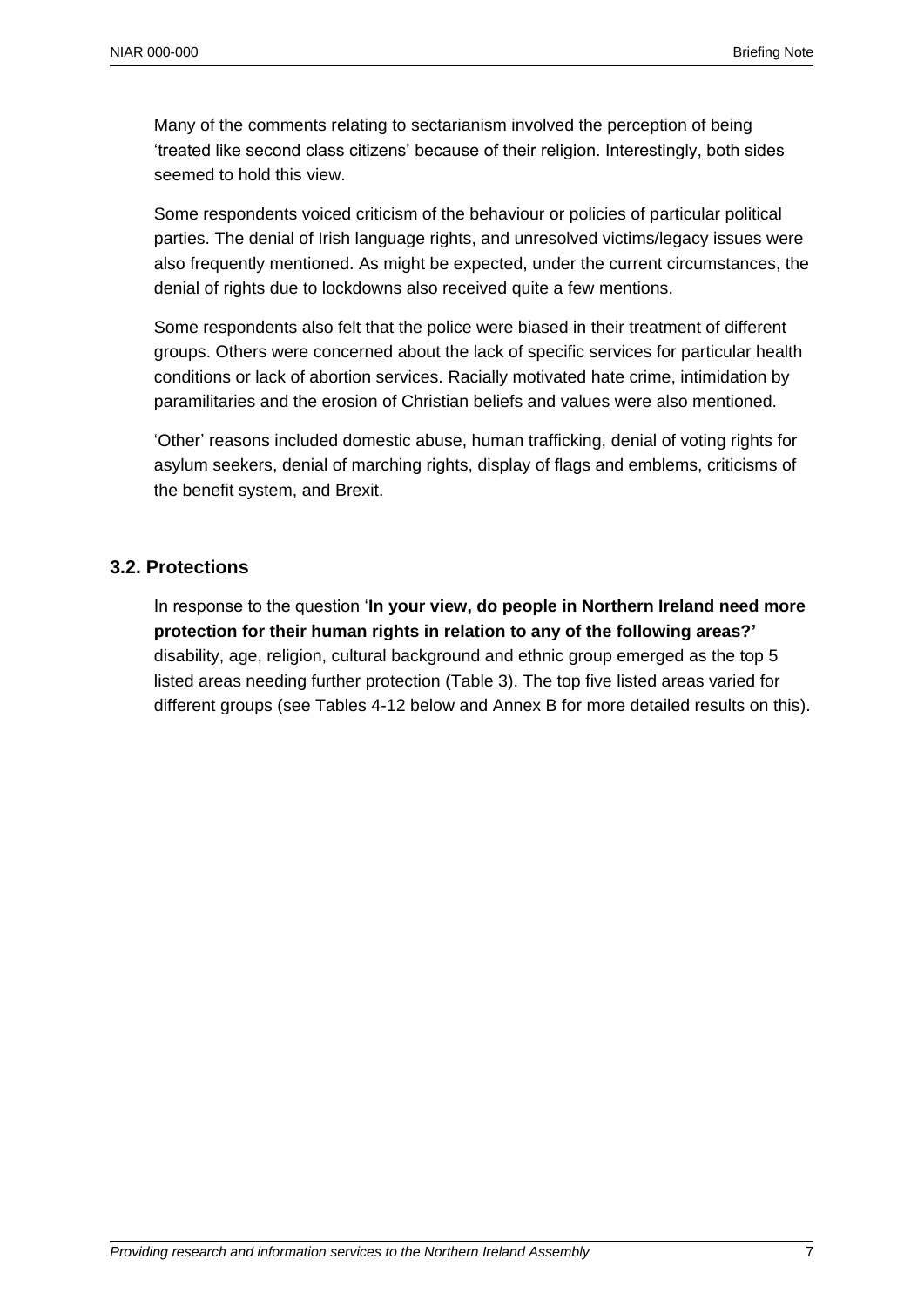Many of the comments relating to sectarianism involved the perception of being 'treated like second class citizens' because of their religion. Interestingly, both sides seemed to hold this view.

Some respondents voiced criticism of the behaviour or policies of particular political parties. The denial of Irish language rights, and unresolved victims/legacy issues were also frequently mentioned. As might be expected, under the current circumstances, the denial of rights due to lockdowns also received quite a few mentions.

Some respondents also felt that the police were biased in their treatment of different groups. Others were concerned about the lack of specific services for particular health conditions or lack of abortion services. Racially motivated hate crime, intimidation by paramilitaries and the erosion of Christian beliefs and values were also mentioned.

'Other' reasons included domestic abuse, human trafficking, denial of voting rights for asylum seekers, denial of marching rights, display of flags and emblems, criticisms of the benefit system, and Brexit.

## 3.2. Protections

In response to the question '**In your view, do people in Northern Ireland need more protection for their human rights in relation to any of the following areas?'** disability, age, religion, cultural background and ethnic group emerged as the top 5 listed areas needing further protection (Table 3). The top five listed areas varied for different groups (see Tables 4-12 below and Annex B for more detailed results on this).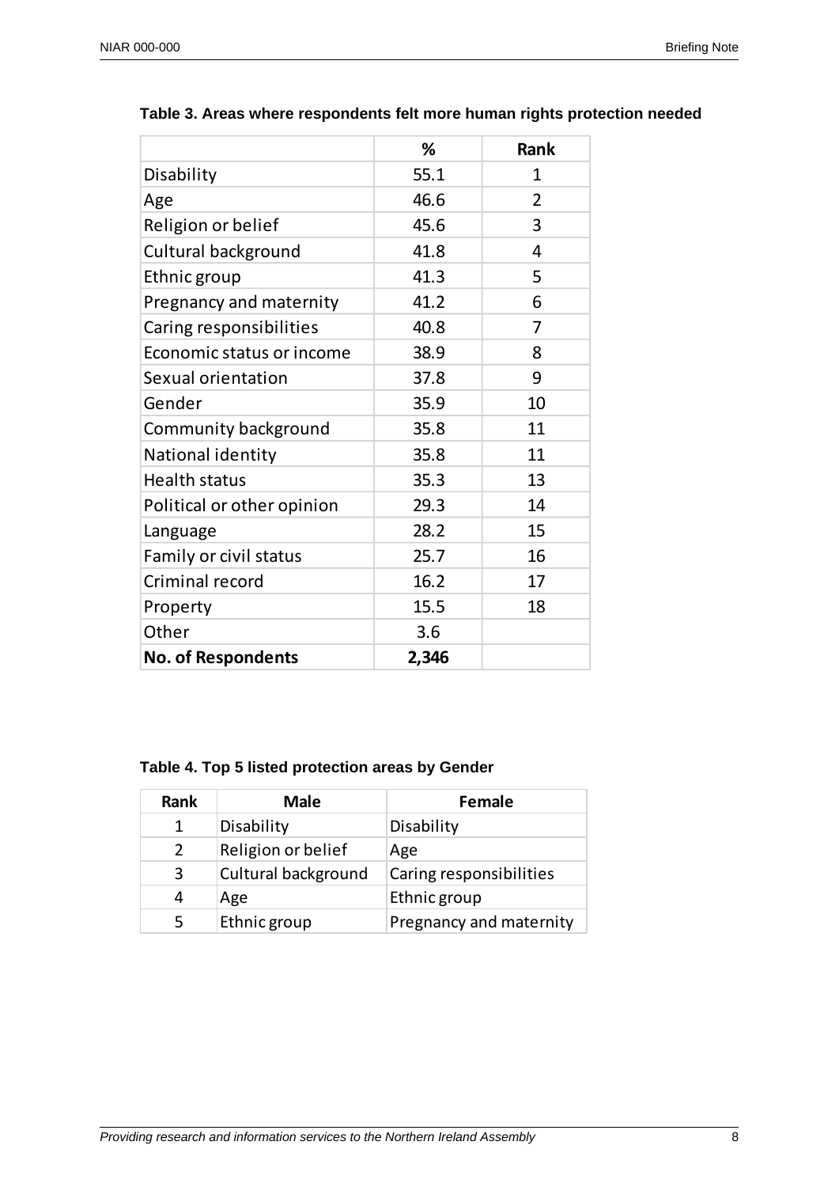**Table 3. Areas where respondents felt more human rights protection needed**

| | % | Rank |
|---|---|---|
| Disability | 55.1 | 1 |
| Age | 46.6 | 2 |
| Religion or belief | 45.6 | 3 |
| Cultural background | 41.8 | 4 |
| Ethnic group | 41.3 | 5 |
| Pregnancy and maternity | 41.2 | 6 |
| Caring responsibilities | 40.8 | 7 |
| Economic status or income | 38.9 | 8 |
| Sexual orientation | 37.8 | 9 |
| Gender | 35.9 | 10 |
| Community background | 35.8 | 11 |
| National identity | 35.8 | 11 |
| Health status | 35.3 | 13 |
| Political or other opinion | 29.3 | 14 |
| Language | 28.2 | 15 |
| Family or civil status | 25.7 | 16 |
| Criminal record | 16.2 | 17 |
| Property | 15.5 | 18 |
| Other | 3.6 | |
| **No. of Respondents** | **2,346** | |

**Table 4. Top 5 listed protection areas by Gender**

| Rank | Male | Female |
|---|---|---|
| 1 | Disability | Disability |
| 2 | Religion or belief | Age |
| 3 | Cultural background | Caring responsibilities |
| 4 | Age | Ethnic group |
| 5 | Ethnic group | Pregnancy and maternity |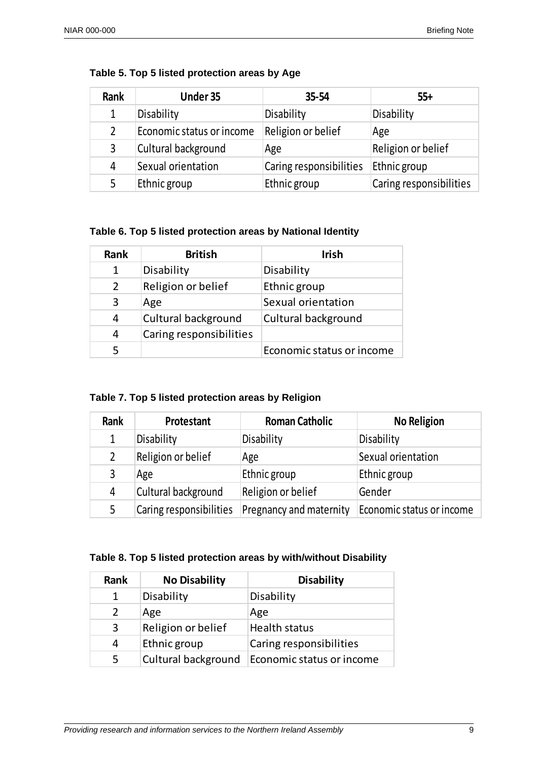**Table 5. Top 5 listed protection areas by Age**

| Rank | Under 35 | 35-54 | 55+ |
|---|---|---|---|
| 1 | Disability | Disability | Disability |
| 2 | Economic status or income | Religion or belief | Age |
| 3 | Cultural background | Age | Religion or belief |
| 4 | Sexual orientation | Caring responsibilities | Ethnic group |
| 5 | Ethnic group | Ethnic group | Caring responsibilities |

**Table 6. Top 5 listed protection areas by National Identity**

| Rank | British | Irish |
|---|---|---|
| 1 | Disability | Disability |
| 2 | Religion or belief | Ethnic group |
| 3 | Age | Sexual orientation |
| 4 | Cultural background | Cultural background |
| 4 | Caring responsibilities | |
| 5 | | Economic status or income |

**Table 7. Top 5 listed protection areas by Religion**

| Rank | Protestant | Roman Catholic | No Religion |
|---|---|---|---|
| 1 | Disability | Disability | Disability |
| 2 | Religion or belief | Age | Sexual orientation |
| 3 | Age | Ethnic group | Ethnic group |
| 4 | Cultural background | Religion or belief | Gender |
| 5 | Caring responsibilities | Pregnancy and maternity | Economic status or income |

**Table 8. Top 5 listed protection areas by with/without Disability**

| Rank | No Disability | Disability |
|---|---|---|
| 1 | Disability | Disability |
| 2 | Age | Age |
| 3 | Religion or belief | Health status |
| 4 | Ethnic group | Caring responsibilities |
| 5 | Cultural background | Economic status or income |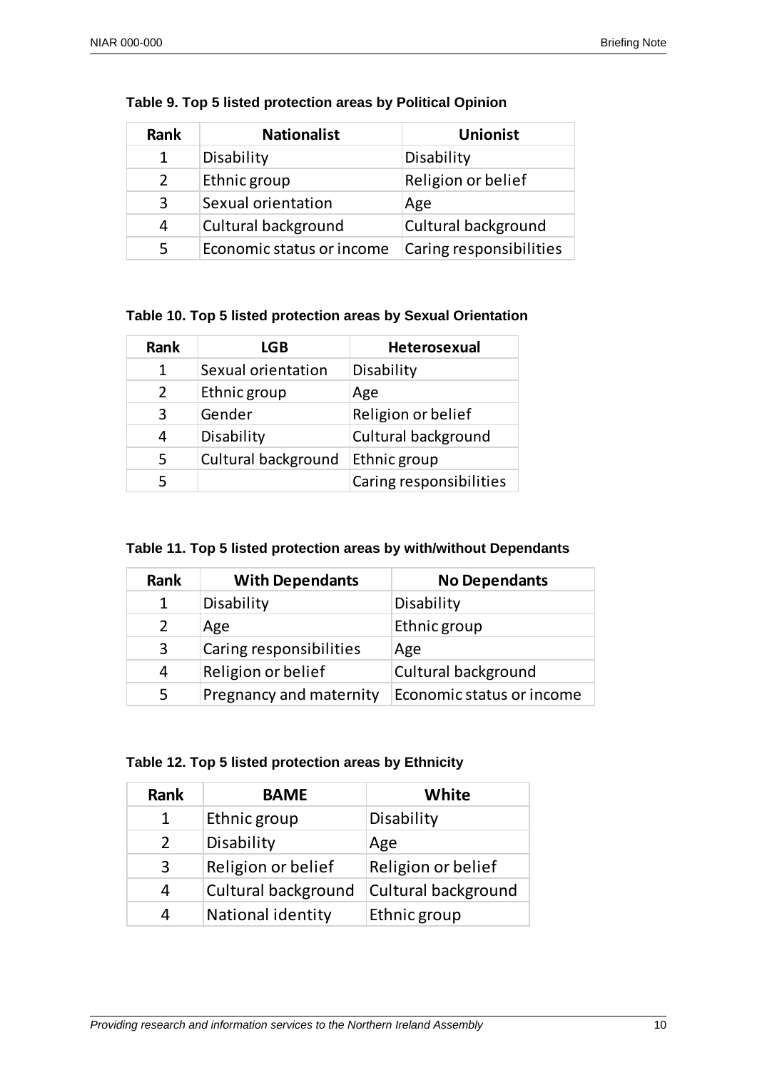**Table 9. Top 5 listed protection areas by Political Opinion**

| Rank | Nationalist | Unionist |
|---|---|---|
| 1 | Disability | Disability |
| 2 | Ethnic group | Religion or belief |
| 3 | Sexual orientation | Age |
| 4 | Cultural background | Cultural background |
| 5 | Economic status or income | Caring responsibilities |

**Table 10. Top 5 listed protection areas by Sexual Orientation**

| Rank | LGB | Heterosexual |
|---|---|---|
| 1 | Sexual orientation | Disability |
| 2 | Ethnic group | Age |
| 3 | Gender | Religion or belief |
| 4 | Disability | Cultural background |
| 5 | Cultural background | Ethnic group |
| 5 | | Caring responsibilities |

**Table 11. Top 5 listed protection areas by with/without Dependants**

| Rank | With Dependants | No Dependants |
|---|---|---|
| 1 | Disability | Disability |
| 2 | Age | Ethnic group |
| 3 | Caring responsibilities | Age |
| 4 | Religion or belief | Cultural background |
| 5 | Pregnancy and maternity | Economic status or income |

**Table 12. Top 5 listed protection areas by Ethnicity**

| Rank | BAME | White |
|---|---|---|
| 1 | Ethnic group | Disability |
| 2 | Disability | Age |
| 3 | Religion or belief | Religion or belief |
| 4 | Cultural background | Cultural background |
| 4 | National identity | Ethnic group |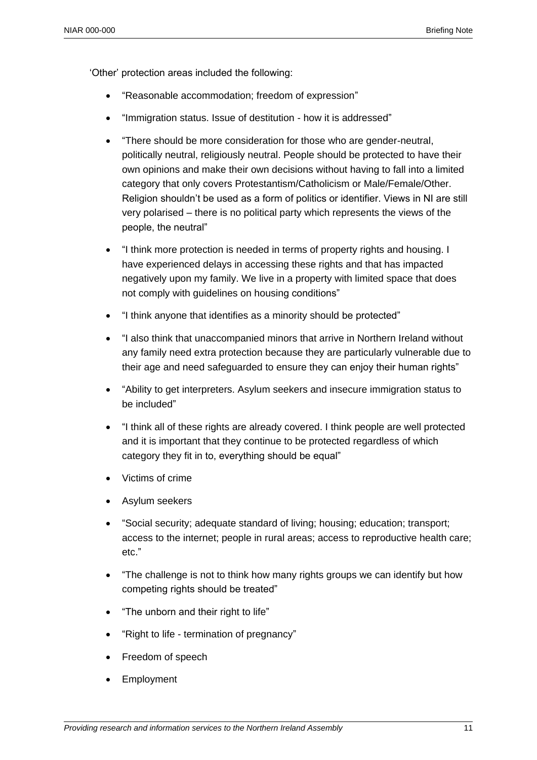'Other' protection areas included the following:

- "Reasonable accommodation; freedom of expression"
- "Immigration status. Issue of destitution - how it is addressed"
- "There should be more consideration for those who are gender-neutral, politically neutral, religiously neutral. People should be protected to have their own opinions and make their own decisions without having to fall into a limited category that only covers Protestantism/Catholicism or Male/Female/Other. Religion shouldn't be used as a form of politics or identifier. Views in NI are still very polarised – there is no political party which represents the views of the people, the neutral"
- "I think more protection is needed in terms of property rights and housing. I have experienced delays in accessing these rights and that has impacted negatively upon my family. We live in a property with limited space that does not comply with guidelines on housing conditions"
- "I think anyone that identifies as a minority should be protected"
- "I also think that unaccompanied minors that arrive in Northern Ireland without any family need extra protection because they are particularly vulnerable due to their age and need safeguarded to ensure they can enjoy their human rights"
- "Ability to get interpreters. Asylum seekers and insecure immigration status to be included"
- "I think all of these rights are already covered. I think people are well protected and it is important that they continue to be protected regardless of which category they fit in to, everything should be equal"
- Victims of crime
- Asylum seekers
- "Social security; adequate standard of living; housing; education; transport; access to the internet; people in rural areas; access to reproductive health care; etc."
- "The challenge is not to think how many rights groups we can identify but how competing rights should be treated"
- "The unborn and their right to life"
- "Right to life - termination of pregnancy"
- Freedom of speech
- Employment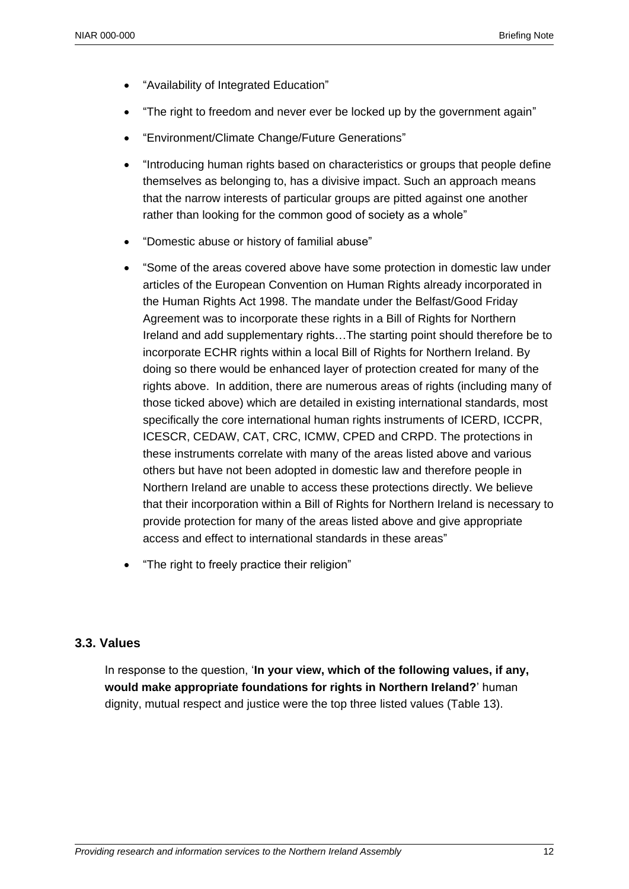- “Availability of Integrated Education”
- “The right to freedom and never ever be locked up by the government again”
- “Environment/Climate Change/Future Generations”
- “Introducing human rights based on characteristics or groups that people define themselves as belonging to, has a divisive impact. Such an approach means that the narrow interests of particular groups are pitted against one another rather than looking for the common good of society as a whole”
- “Domestic abuse or history of familial abuse”
- “Some of the areas covered above have some protection in domestic law under articles of the European Convention on Human Rights already incorporated in the Human Rights Act 1998. The mandate under the Belfast/Good Friday Agreement was to incorporate these rights in a Bill of Rights for Northern Ireland and add supplementary rights…The starting point should therefore be to incorporate ECHR rights within a local Bill of Rights for Northern Ireland. By doing so there would be enhanced layer of protection created for many of the rights above. In addition, there are numerous areas of rights (including many of those ticked above) which are detailed in existing international standards, most specifically the core international human rights instruments of ICERD, ICCPR, ICESCR, CEDAW, CAT, CRC, ICMW, CPED and CRPD. The protections in these instruments correlate with many of the areas listed above and various others but have not been adopted in domestic law and therefore people in Northern Ireland are unable to access these protections directly. We believe that their incorporation within a Bill of Rights for Northern Ireland is necessary to provide protection for many of the areas listed above and give appropriate access and effect to international standards in these areas”
- “The right to freely practice their religion”

### 3.3. Values

In response to the question, ‘**In your view, which of the following values, if any, would make appropriate foundations for rights in Northern Ireland?**’ human dignity, mutual respect and justice were the top three listed values (Table 13).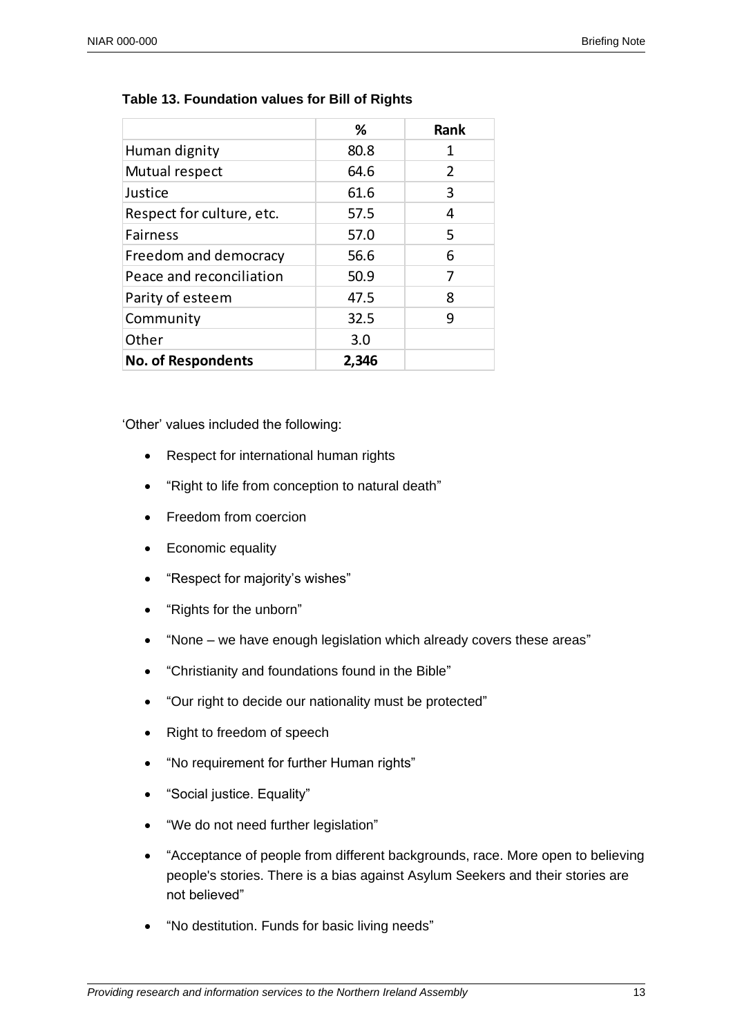**Table 13. Foundation values for Bill of Rights**

| | % | Rank |
|---|---|---|
| Human dignity | 80.8 | 1 |
| Mutual respect | 64.6 | 2 |
| Justice | 61.6 | 3 |
| Respect for culture, etc. | 57.5 | 4 |
| Fairness | 57.0 | 5 |
| Freedom and democracy | 56.6 | 6 |
| Peace and reconciliation | 50.9 | 7 |
| Parity of esteem | 47.5 | 8 |
| Community | 32.5 | 9 |
| Other | 3.0 | |
| **No. of Respondents** | **2,346** | |

'Other' values included the following:

- Respect for international human rights
- "Right to life from conception to natural death"
- Freedom from coercion
- Economic equality
- "Respect for majority's wishes"
- "Rights for the unborn"
- "None – we have enough legislation which already covers these areas"
- "Christianity and foundations found in the Bible"
- "Our right to decide our nationality must be protected"
- Right to freedom of speech
- "No requirement for further Human rights"
- "Social justice. Equality"
- "We do not need further legislation"
- "Acceptance of people from different backgrounds, race. More open to believing people's stories. There is a bias against Asylum Seekers and their stories are not believed"
- "No destitution. Funds for basic living needs"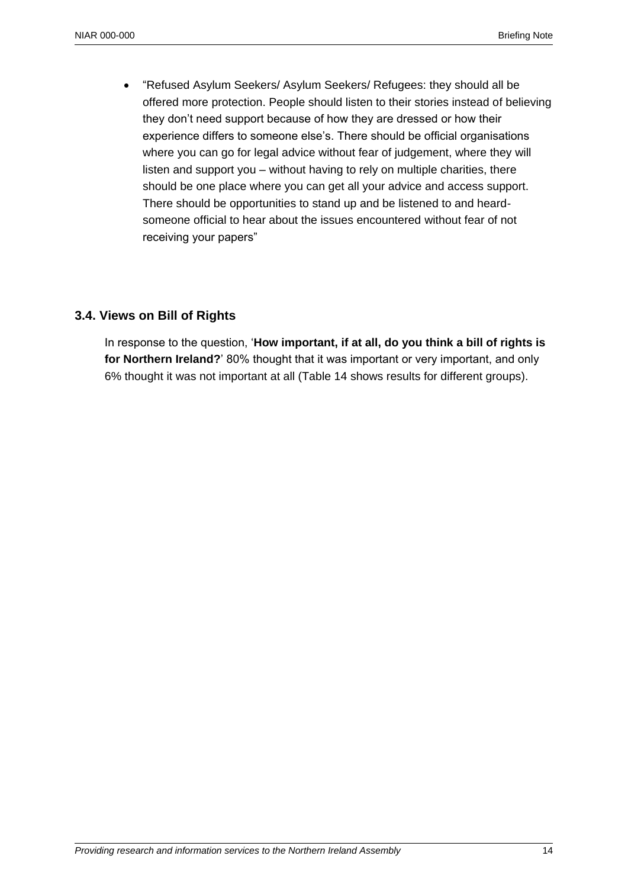- "Refused Asylum Seekers/ Asylum Seekers/ Refugees: they should all be offered more protection. People should listen to their stories instead of believing they don't need support because of how they are dressed or how their experience differs to someone else's. There should be official organisations where you can go for legal advice without fear of judgement, where they will listen and support you – without having to rely on multiple charities, there should be one place where you can get all your advice and access support. There should be opportunities to stand up and be listened to and heard-someone official to hear about the issues encountered without fear of not receiving your papers"

### 3.4. Views on Bill of Rights

In response to the question, '**How important, if at all, do you think a bill of rights is for Northern Ireland?**' 80% thought that it was important or very important, and only 6% thought it was not important at all (Table 14 shows results for different groups).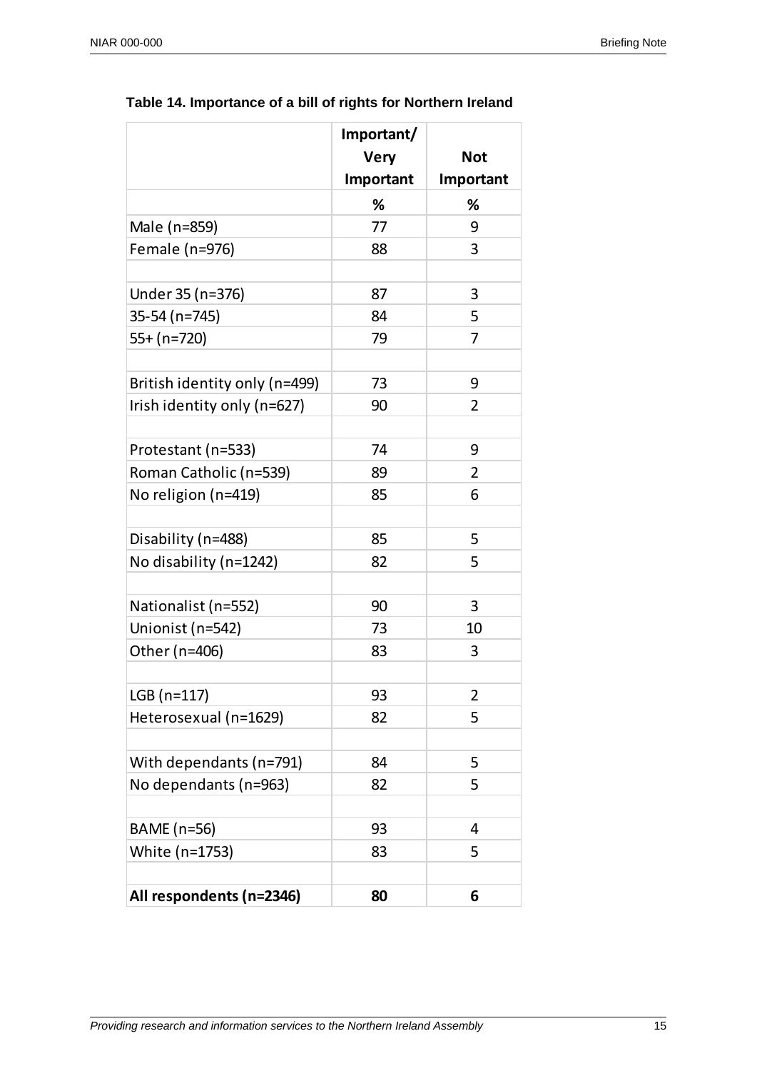**Table 14. Importance of a bill of rights for Northern Ireland**

| | Important/ Very Important | Not Important |
|---|---|---|
| | % | % |
| Male (n=859) | 77 | 9 |
| Female (n=976) | 88 | 3 |
| | | |
| Under 35 (n=376) | 87 | 3 |
| 35-54 (n=745) | 84 | 5 |
| 55+ (n=720) | 79 | 7 |
| | | |
| British identity only (n=499) | 73 | 9 |
| Irish identity only (n=627) | 90 | 2 |
| | | |
| Protestant (n=533) | 74 | 9 |
| Roman Catholic (n=539) | 89 | 2 |
| No religion (n=419) | 85 | 6 |
| | | |
| Disability (n=488) | 85 | 5 |
| No disability (n=1242) | 82 | 5 |
| | | |
| Nationalist (n=552) | 90 | 3 |
| Unionist (n=542) | 73 | 10 |
| Other (n=406) | 83 | 3 |
| | | |
| LGB (n=117) | 93 | 2 |
| Heterosexual (n=1629) | 82 | 5 |
| | | |
| With dependants (n=791) | 84 | 5 |
| No dependants (n=963) | 82 | 5 |
| | | |
| BAME (n=56) | 93 | 4 |
| White (n=1753) | 83 | 5 |
| | | |
| **All respondents (n=2346)** | **80** | **6** |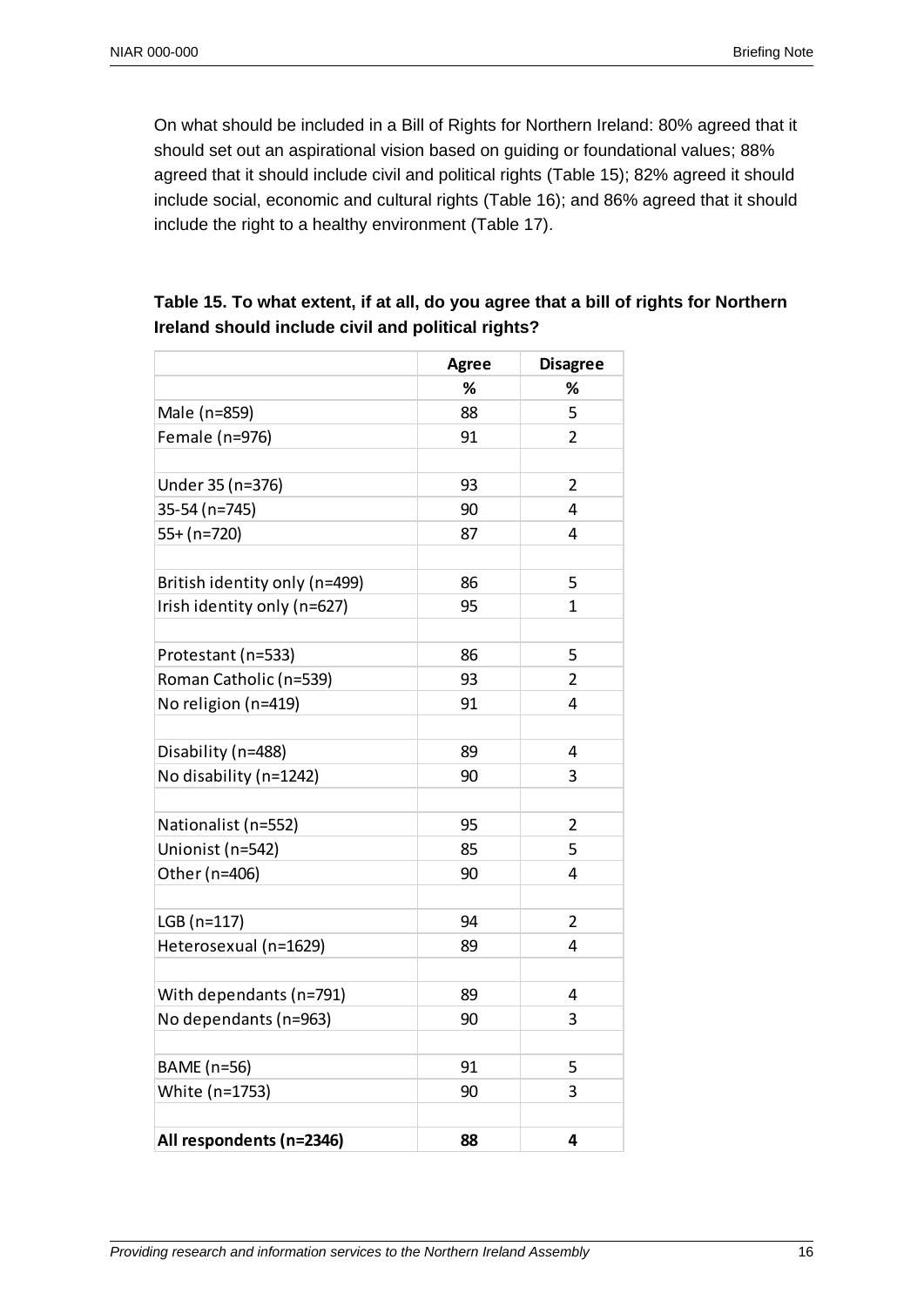On what should be included in a Bill of Rights for Northern Ireland: 80% agreed that it should set out an aspirational vision based on guiding or foundational values; 88% agreed that it should include civil and political rights (Table 15); 82% agreed it should include social, economic and cultural rights (Table 16); and 86% agreed that it should include the right to a healthy environment (Table 17).

**Table 15. To what extent, if at all, do you agree that a bill of rights for Northern Ireland should include civil and political rights?**

| | Agree | Disagree |
|---|---|---|
| | % | % |
| Male (n=859) | 88 | 5 |
| Female (n=976) | 91 | 2 |
| | | |
| Under 35 (n=376) | 93 | 2 |
| 35-54 (n=745) | 90 | 4 |
| 55+ (n=720) | 87 | 4 |
| | | |
| British identity only (n=499) | 86 | 5 |
| Irish identity only (n=627) | 95 | 1 |
| | | |
| Protestant (n=533) | 86 | 5 |
| Roman Catholic (n=539) | 93 | 2 |
| No religion (n=419) | 91 | 4 |
| | | |
| Disability (n=488) | 89 | 4 |
| No disability (n=1242) | 90 | 3 |
| | | |
| Nationalist (n=552) | 95 | 2 |
| Unionist (n=542) | 85 | 5 |
| Other (n=406) | 90 | 4 |
| | | |
| LGB (n=117) | 94 | 2 |
| Heterosexual (n=1629) | 89 | 4 |
| | | |
| With dependants (n=791) | 89 | 4 |
| No dependants (n=963) | 90 | 3 |
| | | |
| BAME (n=56) | 91 | 5 |
| White (n=1753) | 90 | 3 |
| | | |
| **All respondents (n=2346)** | **88** | **4** |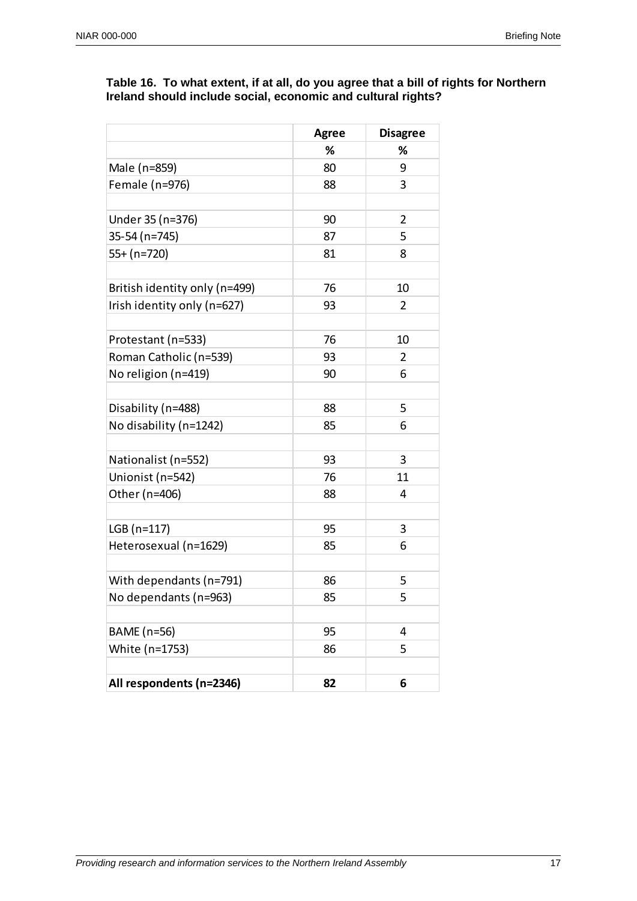**Table 16. To what extent, if at all, do you agree that a bill of rights for Northern Ireland should include social, economic and cultural rights?**

| | Agree | Disagree |
|---|---|---|
| | % | % |
| Male (n=859) | 80 | 9 |
| Female (n=976) | 88 | 3 |
| | | |
| Under 35 (n=376) | 90 | 2 |
| 35-54 (n=745) | 87 | 5 |
| 55+ (n=720) | 81 | 8 |
| | | |
| British identity only (n=499) | 76 | 10 |
| Irish identity only (n=627) | 93 | 2 |
| | | |
| Protestant (n=533) | 76 | 10 |
| Roman Catholic (n=539) | 93 | 2 |
| No religion (n=419) | 90 | 6 |
| | | |
| Disability (n=488) | 88 | 5 |
| No disability (n=1242) | 85 | 6 |
| | | |
| Nationalist (n=552) | 93 | 3 |
| Unionist (n=542) | 76 | 11 |
| Other (n=406) | 88 | 4 |
| | | |
| LGB (n=117) | 95 | 3 |
| Heterosexual (n=1629) | 85 | 6 |
| | | |
| With dependants (n=791) | 86 | 5 |
| No dependants (n=963) | 85 | 5 |
| | | |
| BAME (n=56) | 95 | 4 |
| White (n=1753) | 86 | 5 |
| | | |
| **All respondents (n=2346)** | **82** | **6** |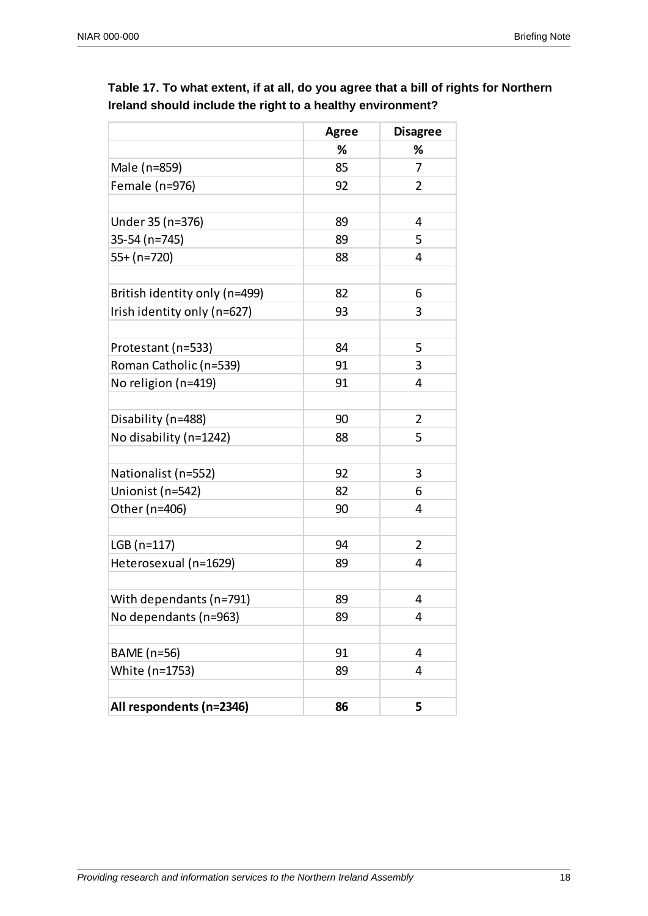**Table 17. To what extent, if at all, do you agree that a bill of rights for Northern Ireland should include the right to a healthy environment?**

| | Agree | Disagree |
|---|---|---|
| | % | % |
| Male (n=859) | 85 | 7 |
| Female (n=976) | 92 | 2 |
| | | |
| Under 35 (n=376) | 89 | 4 |
| 35-54 (n=745) | 89 | 5 |
| 55+ (n=720) | 88 | 4 |
| | | |
| British identity only (n=499) | 82 | 6 |
| Irish identity only (n=627) | 93 | 3 |
| | | |
| Protestant (n=533) | 84 | 5 |
| Roman Catholic (n=539) | 91 | 3 |
| No religion (n=419) | 91 | 4 |
| | | |
| Disability (n=488) | 90 | 2 |
| No disability (n=1242) | 88 | 5 |
| | | |
| Nationalist (n=552) | 92 | 3 |
| Unionist (n=542) | 82 | 6 |
| Other (n=406) | 90 | 4 |
| | | |
| LGB (n=117) | 94 | 2 |
| Heterosexual (n=1629) | 89 | 4 |
| | | |
| With dependants (n=791) | 89 | 4 |
| No dependants (n=963) | 89 | 4 |
| | | |
| BAME (n=56) | 91 | 4 |
| White (n=1753) | 89 | 4 |
| | | |
| **All respondents (n=2346)** | **86** | **5** |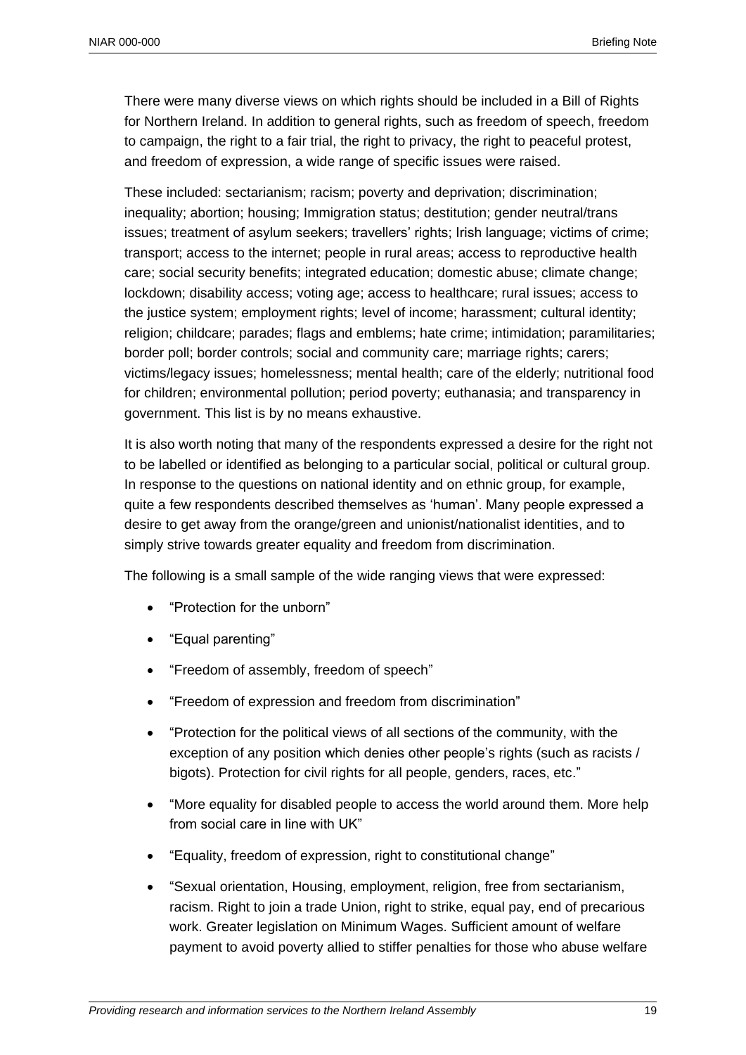There were many diverse views on which rights should be included in a Bill of Rights for Northern Ireland. In addition to general rights, such as freedom of speech, freedom to campaign, the right to a fair trial, the right to privacy, the right to peaceful protest, and freedom of expression, a wide range of specific issues were raised.

These included: sectarianism; racism; poverty and deprivation; discrimination; inequality; abortion; housing; Immigration status; destitution; gender neutral/trans issues; treatment of asylum seekers; travellers' rights; Irish language; victims of crime; transport; access to the internet; people in rural areas; access to reproductive health care; social security benefits; integrated education; domestic abuse; climate change; lockdown; disability access; voting age; access to healthcare; rural issues; access to the justice system; employment rights; level of income; harassment; cultural identity; religion; childcare; parades; flags and emblems; hate crime; intimidation; paramilitaries; border poll; border controls; social and community care; marriage rights; carers; victims/legacy issues; homelessness; mental health; care of the elderly; nutritional food for children; environmental pollution; period poverty; euthanasia; and transparency in government. This list is by no means exhaustive.

It is also worth noting that many of the respondents expressed a desire for the right not to be labelled or identified as belonging to a particular social, political or cultural group. In response to the questions on national identity and on ethnic group, for example, quite a few respondents described themselves as 'human'. Many people expressed a desire to get away from the orange/green and unionist/nationalist identities, and to simply strive towards greater equality and freedom from discrimination.

The following is a small sample of the wide ranging views that were expressed:

- "Protection for the unborn"
- "Equal parenting"
- "Freedom of assembly, freedom of speech"
- "Freedom of expression and freedom from discrimination"
- "Protection for the political views of all sections of the community, with the exception of any position which denies other people's rights (such as racists / bigots). Protection for civil rights for all people, genders, races, etc."
- "More equality for disabled people to access the world around them. More help from social care in line with UK"
- "Equality, freedom of expression, right to constitutional change"
- "Sexual orientation, Housing, employment, religion, free from sectarianism, racism. Right to join a trade Union, right to strike, equal pay, end of precarious work. Greater legislation on Minimum Wages. Sufficient amount of welfare payment to avoid poverty allied to stiffer penalties for those who abuse welfare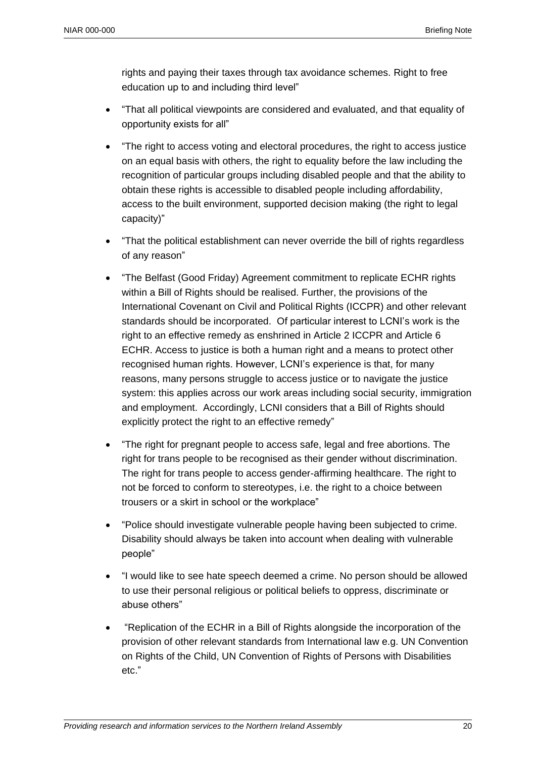rights and paying their taxes through tax avoidance schemes. Right to free education up to and including third level"

- "That all political viewpoints are considered and evaluated, and that equality of opportunity exists for all"
- "The right to access voting and electoral procedures, the right to access justice on an equal basis with others, the right to equality before the law including the recognition of particular groups including disabled people and that the ability to obtain these rights is accessible to disabled people including affordability, access to the built environment, supported decision making (the right to legal capacity)"
- "That the political establishment can never override the bill of rights regardless of any reason"
- "The Belfast (Good Friday) Agreement commitment to replicate ECHR rights within a Bill of Rights should be realised. Further, the provisions of the International Covenant on Civil and Political Rights (ICCPR) and other relevant standards should be incorporated. Of particular interest to LCNI's work is the right to an effective remedy as enshrined in Article 2 ICCPR and Article 6 ECHR. Access to justice is both a human right and a means to protect other recognised human rights. However, LCNI's experience is that, for many reasons, many persons struggle to access justice or to navigate the justice system: this applies across our work areas including social security, immigration and employment. Accordingly, LCNI considers that a Bill of Rights should explicitly protect the right to an effective remedy"
- "The right for pregnant people to access safe, legal and free abortions. The right for trans people to be recognised as their gender without discrimination. The right for trans people to access gender-affirming healthcare. The right to not be forced to conform to stereotypes, i.e. the right to a choice between trousers or a skirt in school or the workplace"
- "Police should investigate vulnerable people having been subjected to crime. Disability should always be taken into account when dealing with vulnerable people"
- "I would like to see hate speech deemed a crime. No person should be allowed to use their personal religious or political beliefs to oppress, discriminate or abuse others"
- "Replication of the ECHR in a Bill of Rights alongside the incorporation of the provision of other relevant standards from International law e.g. UN Convention on Rights of the Child, UN Convention of Rights of Persons with Disabilities etc."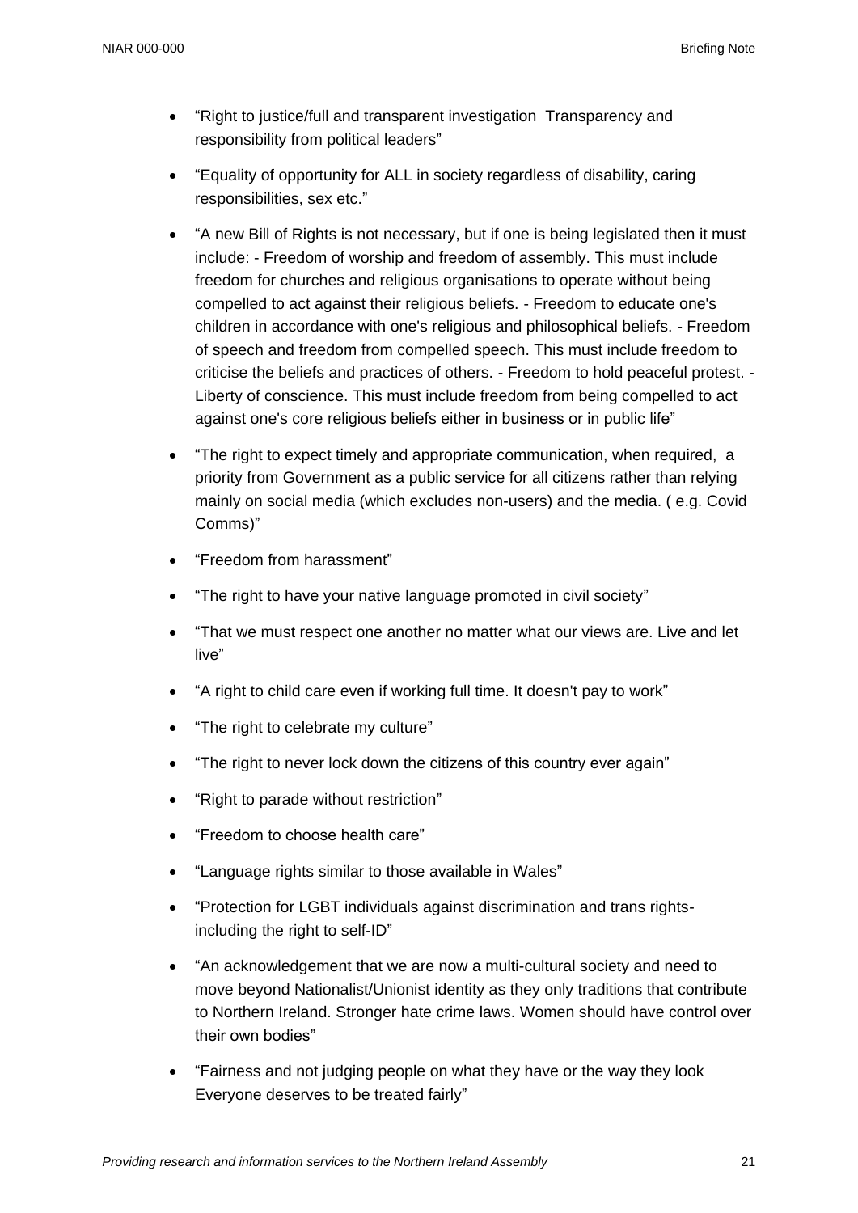- "Right to justice/full and transparent investigation  Transparency and responsibility from political leaders"
- "Equality of opportunity for ALL in society regardless of disability, caring responsibilities, sex etc."
- "A new Bill of Rights is not necessary, but if one is being legislated then it must include: - Freedom of worship and freedom of assembly. This must include freedom for churches and religious organisations to operate without being compelled to act against their religious beliefs. - Freedom to educate one's children in accordance with one's religious and philosophical beliefs. - Freedom of speech and freedom from compelled speech. This must include freedom to criticise the beliefs and practices of others. - Freedom to hold peaceful protest. - Liberty of conscience. This must include freedom from being compelled to act against one's core religious beliefs either in business or in public life"
- "The right to expect timely and appropriate communication, when required,  a priority from Government as a public service for all citizens rather than relying mainly on social media (which excludes non-users) and the media. ( e.g. Covid Comms)"
- "Freedom from harassment"
- "The right to have your native language promoted in civil society"
- "That we must respect one another no matter what our views are. Live and let live"
- "A right to child care even if working full time. It doesn't pay to work"
- "The right to celebrate my culture"
- "The right to never lock down the citizens of this country ever again"
- "Right to parade without restriction"
- "Freedom to choose health care"
- "Language rights similar to those available in Wales"
- "Protection for LGBT individuals against discrimination and trans rights- including the right to self-ID"
- "An acknowledgement that we are now a multi-cultural society and need to move beyond Nationalist/Unionist identity as they only traditions that contribute to Northern Ireland. Stronger hate crime laws. Women should have control over their own bodies"
- "Fairness and not judging people on what they have or the way they look Everyone deserves to be treated fairly"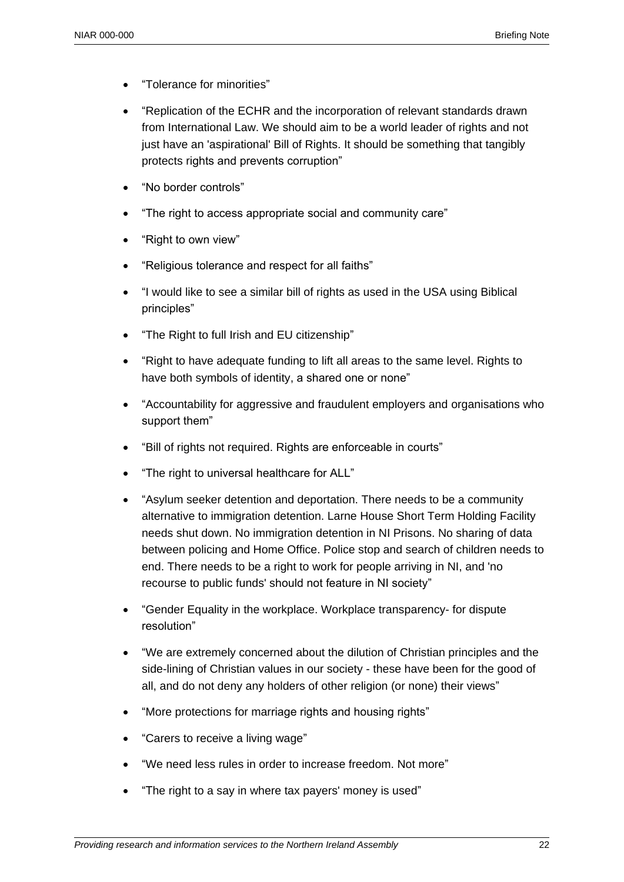- "Tolerance for minorities"
- "Replication of the ECHR and the incorporation of relevant standards drawn from International Law. We should aim to be a world leader of rights and not just have an 'aspirational' Bill of Rights. It should be something that tangibly protects rights and prevents corruption"
- "No border controls"
- "The right to access appropriate social and community care"
- "Right to own view"
- "Religious tolerance and respect for all faiths"
- "I would like to see a similar bill of rights as used in the USA using Biblical principles"
- "The Right to full Irish and EU citizenship"
- "Right to have adequate funding to lift all areas to the same level. Rights to have both symbols of identity, a shared one or none"
- "Accountability for aggressive and fraudulent employers and organisations who support them"
- "Bill of rights not required. Rights are enforceable in courts"
- "The right to universal healthcare for ALL"
- "Asylum seeker detention and deportation. There needs to be a community alternative to immigration detention. Larne House Short Term Holding Facility needs shut down. No immigration detention in NI Prisons. No sharing of data between policing and Home Office. Police stop and search of children needs to end. There needs to be a right to work for people arriving in NI, and 'no recourse to public funds' should not feature in NI society"
- "Gender Equality in the workplace. Workplace transparency- for dispute resolution"
- "We are extremely concerned about the dilution of Christian principles and the side-lining of Christian values in our society - these have been for the good of all, and do not deny any holders of other religion (or none) their views"
- "More protections for marriage rights and housing rights"
- "Carers to receive a living wage"
- "We need less rules in order to increase freedom. Not more"
- "The right to a say in where tax payers' money is used"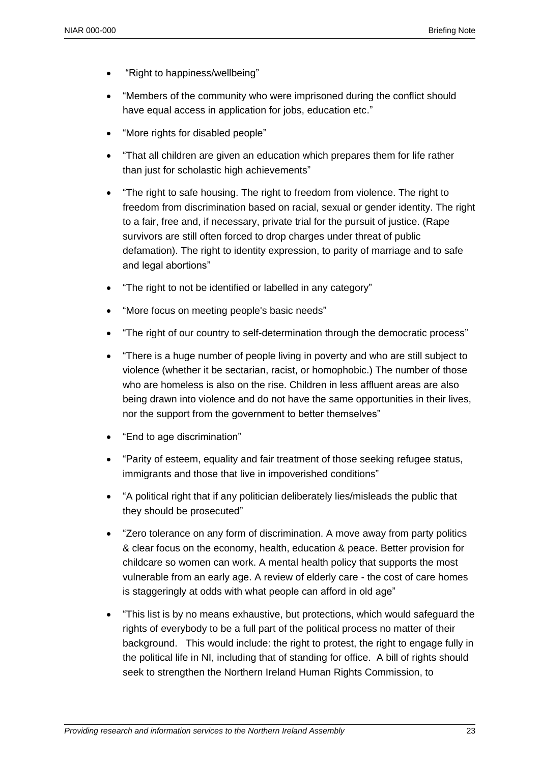- "Right to happiness/wellbeing"
- "Members of the community who were imprisoned during the conflict should have equal access in application for jobs, education etc."
- "More rights for disabled people"
- "That all children are given an education which prepares them for life rather than just for scholastic high achievements"
- "The right to safe housing. The right to freedom from violence. The right to freedom from discrimination based on racial, sexual or gender identity. The right to a fair, free and, if necessary, private trial for the pursuit of justice. (Rape survivors are still often forced to drop charges under threat of public defamation). The right to identity expression, to parity of marriage and to safe and legal abortions"
- "The right to not be identified or labelled in any category"
- "More focus on meeting people's basic needs"
- "The right of our country to self-determination through the democratic process"
- "There is a huge number of people living in poverty and who are still subject to violence (whether it be sectarian, racist, or homophobic.) The number of those who are homeless is also on the rise. Children in less affluent areas are also being drawn into violence and do not have the same opportunities in their lives, nor the support from the government to better themselves"
- "End to age discrimination"
- "Parity of esteem, equality and fair treatment of those seeking refugee status, immigrants and those that live in impoverished conditions"
- "A political right that if any politician deliberately lies/misleads the public that they should be prosecuted"
- "Zero tolerance on any form of discrimination. A move away from party politics & clear focus on the economy, health, education & peace. Better provision for childcare so women can work. A mental health policy that supports the most vulnerable from an early age. A review of elderly care - the cost of care homes is staggeringly at odds with what people can afford in old age"
- "This list is by no means exhaustive, but protections, which would safeguard the rights of everybody to be a full part of the political process no matter of their background. This would include: the right to protest, the right to engage fully in the political life in NI, including that of standing for office. A bill of rights should seek to strengthen the Northern Ireland Human Rights Commission, to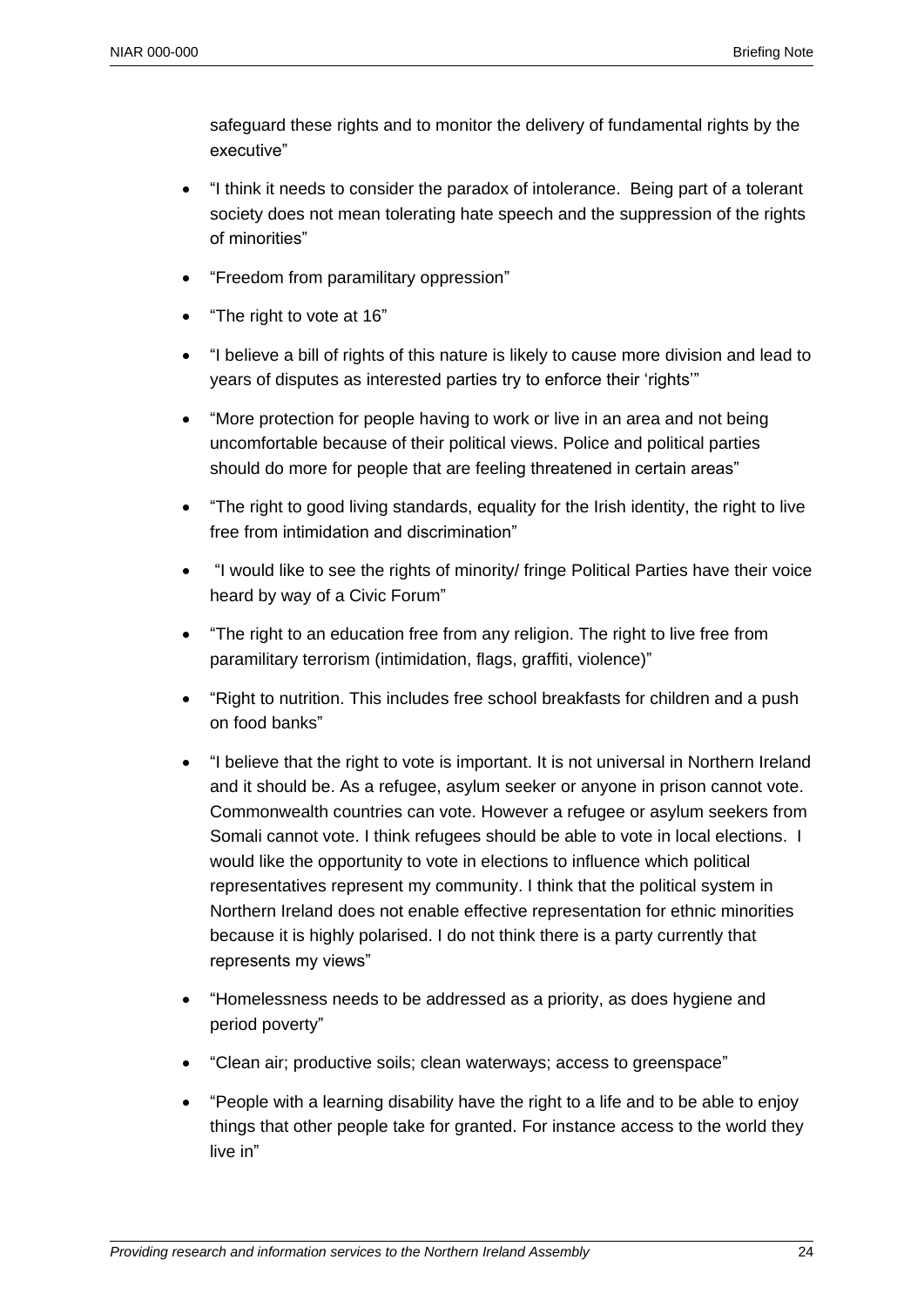safeguard these rights and to monitor the delivery of fundamental rights by the executive"

- "I think it needs to consider the paradox of intolerance. Being part of a tolerant society does not mean tolerating hate speech and the suppression of the rights of minorities"
- "Freedom from paramilitary oppression"
- "The right to vote at 16"
- "I believe a bill of rights of this nature is likely to cause more division and lead to years of disputes as interested parties try to enforce their 'rights'"
- "More protection for people having to work or live in an area and not being uncomfortable because of their political views. Police and political parties should do more for people that are feeling threatened in certain areas"
- "The right to good living standards, equality for the Irish identity, the right to live free from intimidation and discrimination"
- "I would like to see the rights of minority/ fringe Political Parties have their voice heard by way of a Civic Forum"
- "The right to an education free from any religion. The right to live free from paramilitary terrorism (intimidation, flags, graffiti, violence)"
- "Right to nutrition. This includes free school breakfasts for children and a push on food banks"
- "I believe that the right to vote is important. It is not universal in Northern Ireland and it should be. As a refugee, asylum seeker or anyone in prison cannot vote. Commonwealth countries can vote. However a refugee or asylum seekers from Somali cannot vote. I think refugees should be able to vote in local elections. I would like the opportunity to vote in elections to influence which political representatives represent my community. I think that the political system in Northern Ireland does not enable effective representation for ethnic minorities because it is highly polarised. I do not think there is a party currently that represents my views"
- "Homelessness needs to be addressed as a priority, as does hygiene and period poverty"
- "Clean air; productive soils; clean waterways; access to greenspace"
- "People with a learning disability have the right to a life and to be able to enjoy things that other people take for granted. For instance access to the world they live in"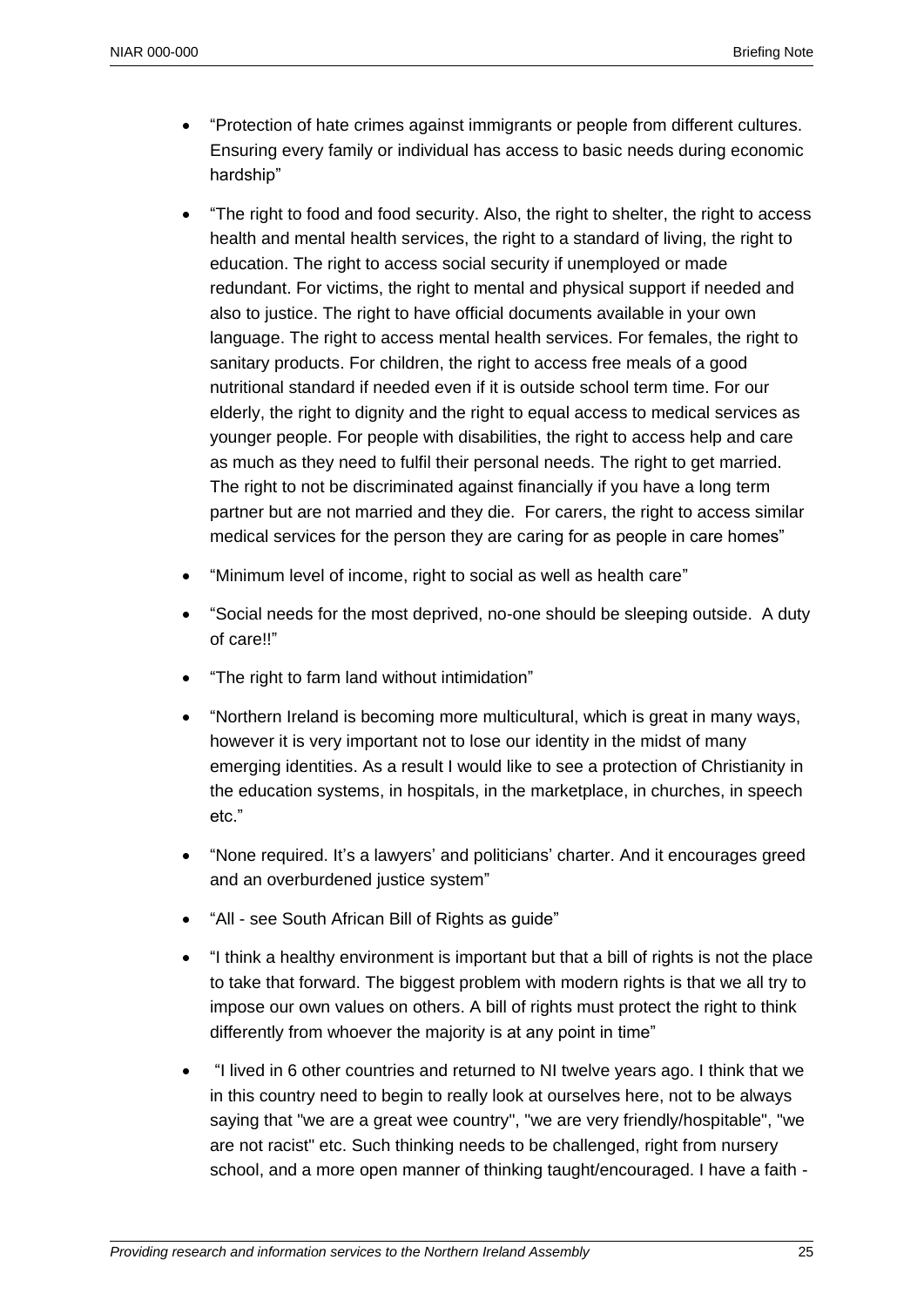- "Protection of hate crimes against immigrants or people from different cultures. Ensuring every family or individual has access to basic needs during economic hardship"

- "The right to food and food security. Also, the right to shelter, the right to access health and mental health services, the right to a standard of living, the right to education. The right to access social security if unemployed or made redundant. For victims, the right to mental and physical support if needed and also to justice. The right to have official documents available in your own language. The right to access mental health services. For females, the right to sanitary products. For children, the right to access free meals of a good nutritional standard if needed even if it is outside school term time. For our elderly, the right to dignity and the right to equal access to medical services as younger people. For people with disabilities, the right to access help and care as much as they need to fulfil their personal needs. The right to get married. The right to not be discriminated against financially if you have a long term partner but are not married and they die. For carers, the right to access similar medical services for the person they are caring for as people in care homes"

- "Minimum level of income, right to social as well as health care"

- "Social needs for the most deprived, no-one should be sleeping outside. A duty of care!!"

- "The right to farm land without intimidation"

- "Northern Ireland is becoming more multicultural, which is great in many ways, however it is very important not to lose our identity in the midst of many emerging identities. As a result I would like to see a protection of Christianity in the education systems, in hospitals, in the marketplace, in churches, in speech etc."

- "None required. It's a lawyers' and politicians' charter. And it encourages greed and an overburdened justice system"

- "All - see South African Bill of Rights as guide"

- "I think a healthy environment is important but that a bill of rights is not the place to take that forward. The biggest problem with modern rights is that we all try to impose our own values on others. A bill of rights must protect the right to think differently from whoever the majority is at any point in time"

- "I lived in 6 other countries and returned to NI twelve years ago. I think that we in this country need to begin to really look at ourselves here, not to be always saying that "we are a great wee country", "we are very friendly/hospitable", "we are not racist" etc. Such thinking needs to be challenged, right from nursery school, and a more open manner of thinking taught/encouraged. I have a faith -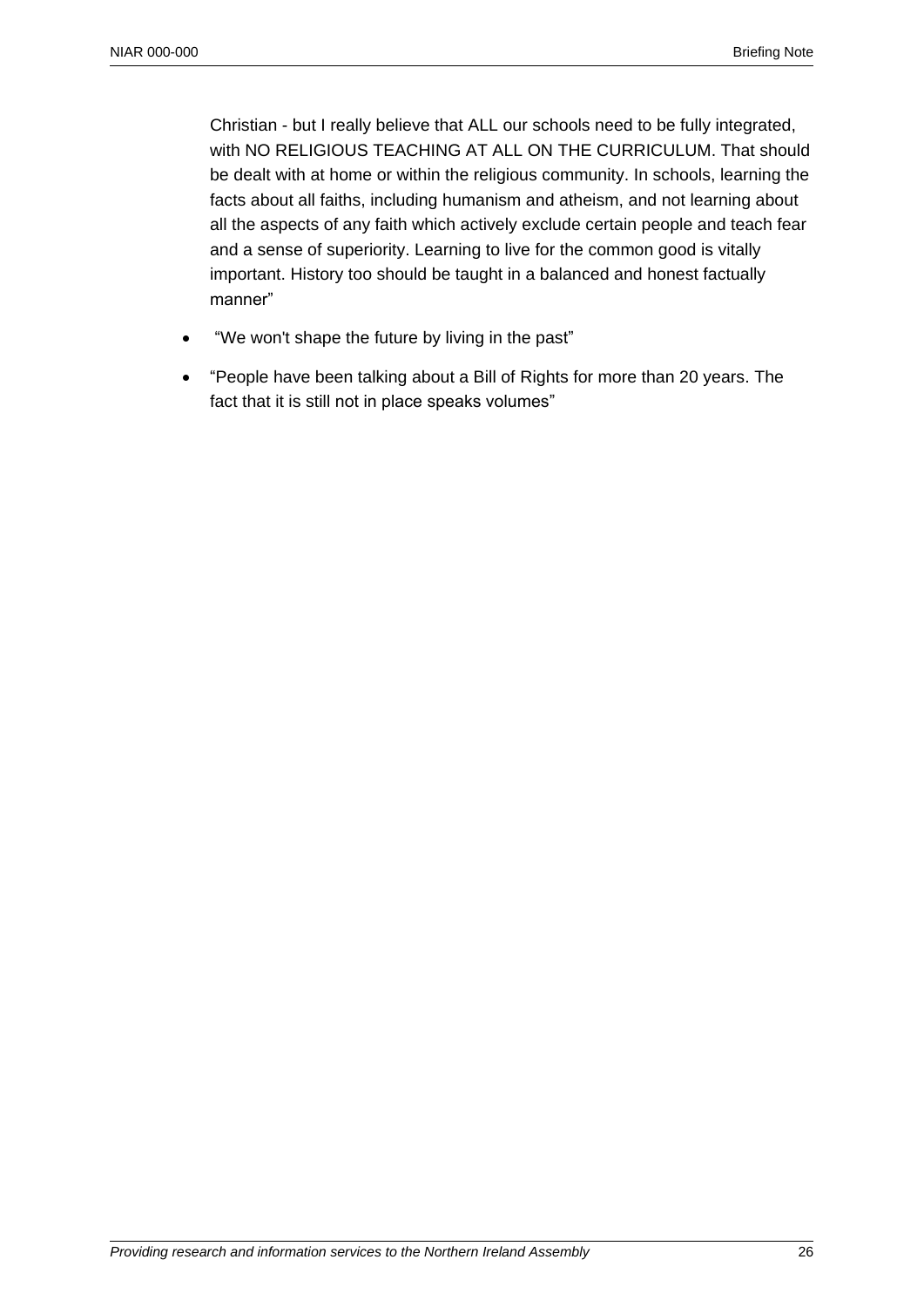Christian - but I really believe that ALL our schools need to be fully integrated, with NO RELIGIOUS TEACHING AT ALL ON THE CURRICULUM. That should be dealt with at home or within the religious community. In schools, learning the facts about all faiths, including humanism and atheism, and not learning about all the aspects of any faith which actively exclude certain people and teach fear and a sense of superiority. Learning to live for the common good is vitally important. History too should be taught in a balanced and honest factually manner"

- "We won't shape the future by living in the past"
- "People have been talking about a Bill of Rights for more than 20 years. The fact that it is still not in place speaks volumes"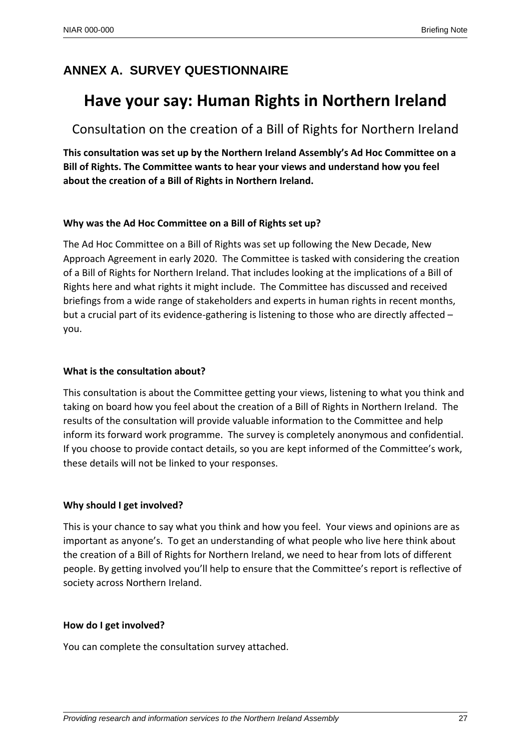## ANNEX A. SURVEY QUESTIONNAIRE

# Have your say: Human Rights in Northern Ireland

Consultation on the creation of a Bill of Rights for Northern Ireland

**This consultation was set up by the Northern Ireland Assembly's Ad Hoc Committee on a Bill of Rights. The Committee wants to hear your views and understand how you feel about the creation of a Bill of Rights in Northern Ireland.**

**Why was the Ad Hoc Committee on a Bill of Rights set up?**

The Ad Hoc Committee on a Bill of Rights was set up following the New Decade, New Approach Agreement in early 2020. The Committee is tasked with considering the creation of a Bill of Rights for Northern Ireland. That includes looking at the implications of a Bill of Rights here and what rights it might include. The Committee has discussed and received briefings from a wide range of stakeholders and experts in human rights in recent months, but a crucial part of its evidence-gathering is listening to those who are directly affected – you.

**What is the consultation about?**

This consultation is about the Committee getting your views, listening to what you think and taking on board how you feel about the creation of a Bill of Rights in Northern Ireland. The results of the consultation will provide valuable information to the Committee and help inform its forward work programme. The survey is completely anonymous and confidential. If you choose to provide contact details, so you are kept informed of the Committee's work, these details will not be linked to your responses.

**Why should I get involved?**

This is your chance to say what you think and how you feel. Your views and opinions are as important as anyone's. To get an understanding of what people who live here think about the creation of a Bill of Rights for Northern Ireland, we need to hear from lots of different people. By getting involved you'll help to ensure that the Committee's report is reflective of society across Northern Ireland.

**How do I get involved?**

You can complete the consultation survey attached.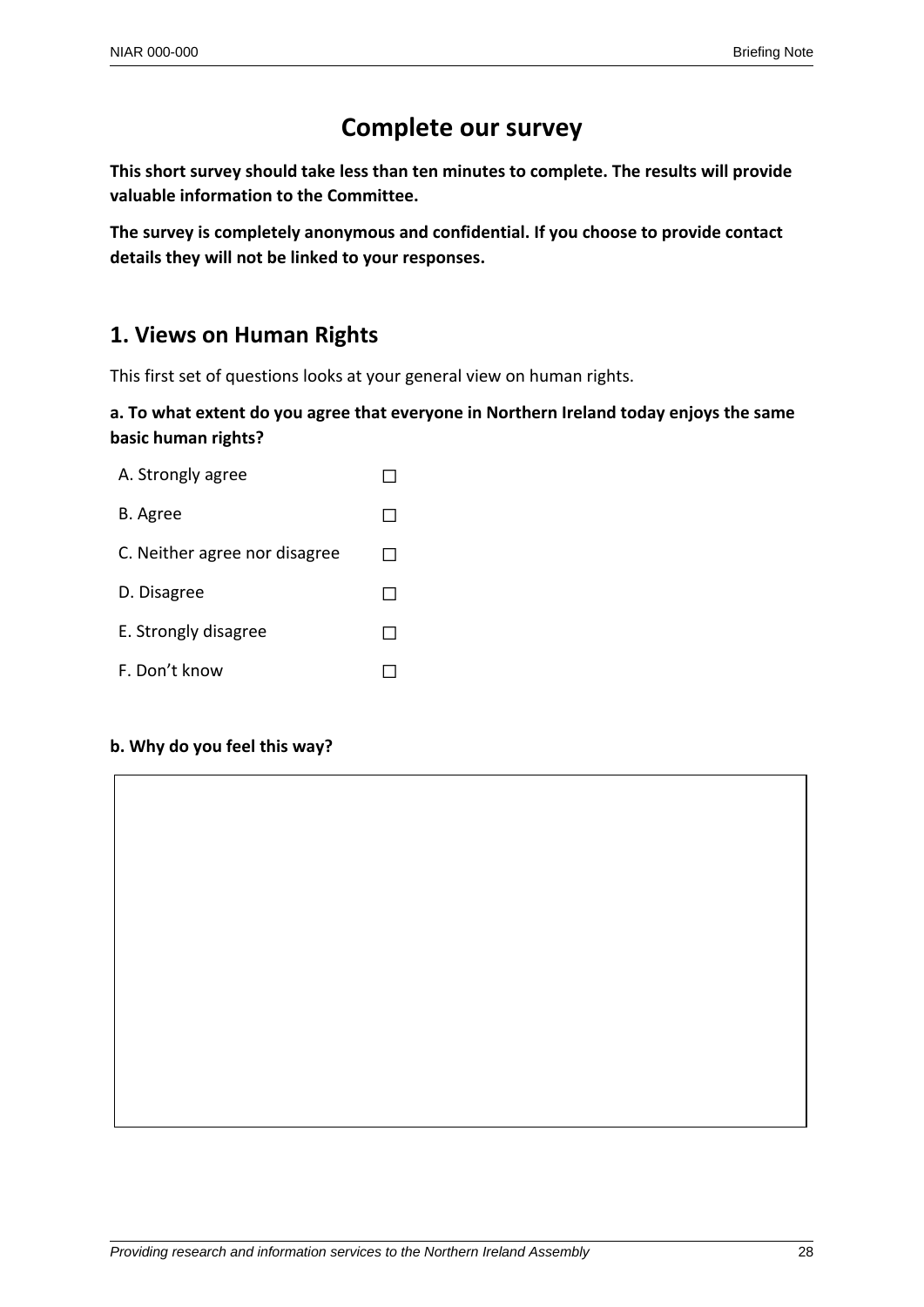# Complete our survey

**This short survey should take less than ten minutes to complete. The results will provide valuable information to the Committee.**

**The survey is completely anonymous and confidential. If you choose to provide contact details they will not be linked to your responses.**

## 1. Views on Human Rights

This first set of questions looks at your general view on human rights.

**a. To what extent do you agree that everyone in Northern Ireland today enjoys the same basic human rights?**

A. Strongly agree ☐

B. Agree ☐

C. Neither agree nor disagree ☐

D. Disagree ☐

E. Strongly disagree ☐

F. Don't know ☐

**b. Why do you feel this way?**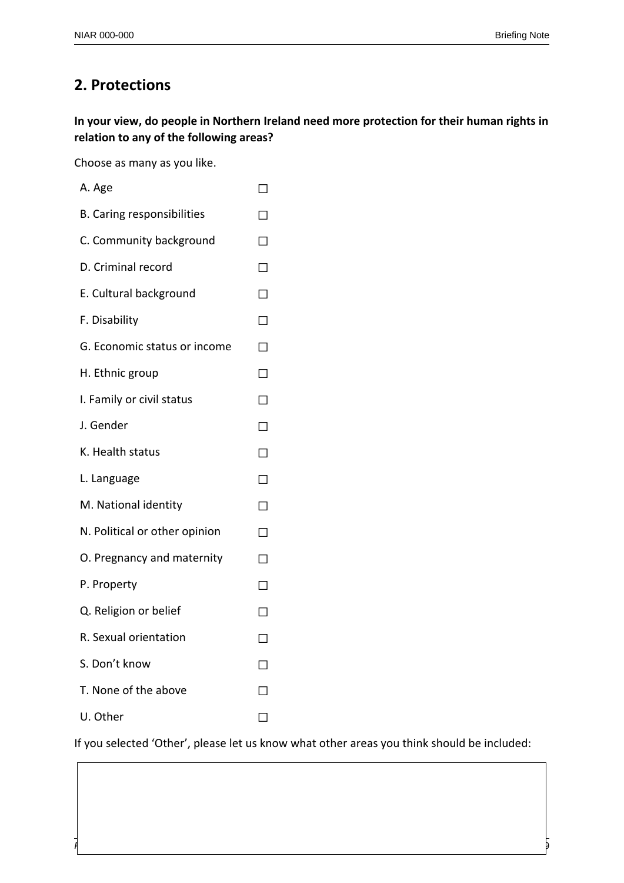## 2. Protections

**In your view, do people in Northern Ireland need more protection for their human rights in relation to any of the following areas?**

Choose as many as you like.

- A. Age ☐
- B. Caring responsibilities ☐
- C. Community background ☐
- D. Criminal record ☐
- E. Cultural background ☐
- F. Disability ☐
- G. Economic status or income ☐
- H. Ethnic group ☐
- I. Family or civil status ☐
- J. Gender ☐
- K. Health status ☐
- L. Language ☐
- M. National identity ☐
- N. Political or other opinion ☐
- O. Pregnancy and maternity ☐
- P. Property ☐
- Q. Religion or belief ☐
- R. Sexual orientation ☐
- S. Don't know ☐
- T. None of the above ☐
- U. Other ☐

If you selected 'Other', please let us know what other areas you think should be included:

|   |
|---|
|   |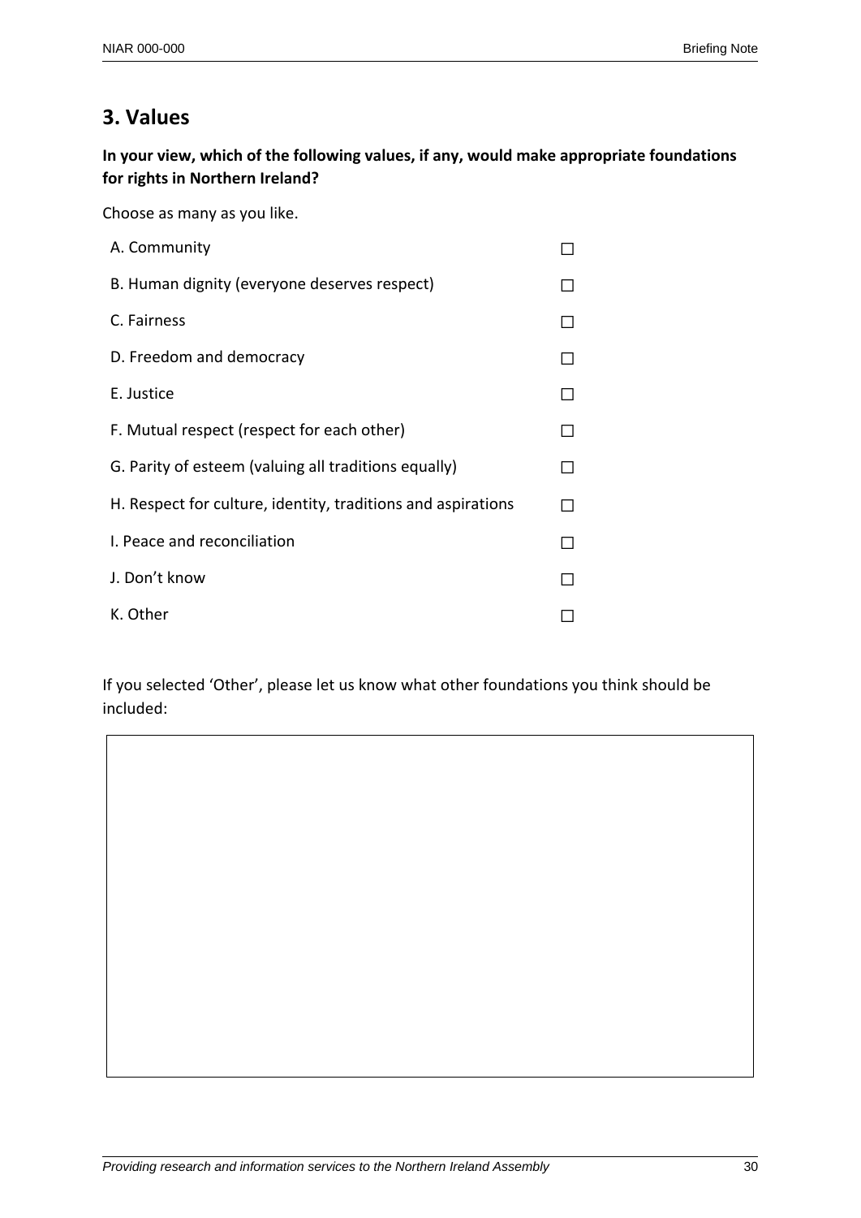## 3. Values

**In your view, which of the following values, if any, would make appropriate foundations for rights in Northern Ireland?**

Choose as many as you like.

| | |
|---|---|
| A. Community | ☐ |
| B. Human dignity (everyone deserves respect) | ☐ |
| C. Fairness | ☐ |
| D. Freedom and democracy | ☐ |
| E. Justice | ☐ |
| F. Mutual respect (respect for each other) | ☐ |
| G. Parity of esteem (valuing all traditions equally) | ☐ |
| H. Respect for culture, identity, traditions and aspirations | ☐ |
| I. Peace and reconciliation | ☐ |
| J. Don't know | ☐ |
| K. Other | ☐ |

If you selected 'Other', please let us know what other foundations you think should be included: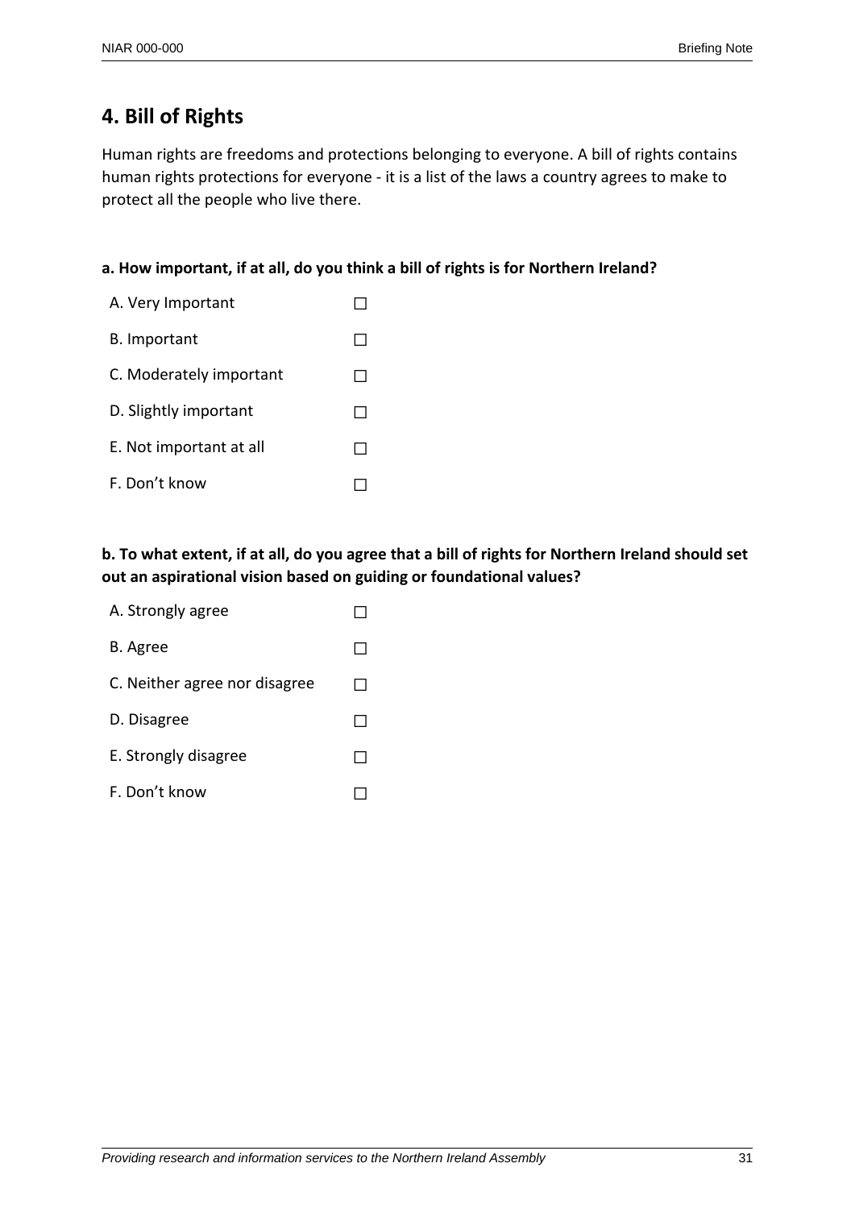## 4. Bill of Rights

Human rights are freedoms and protections belonging to everyone. A bill of rights contains human rights protections for everyone - it is a list of the laws a country agrees to make to protect all the people who live there.

**a. How important, if at all, do you think a bill of rights is for Northern Ireland?**

A. Very Important ☐

B. Important ☐

C. Moderately important ☐

D. Slightly important ☐

E. Not important at all ☐

F. Don't know ☐

**b. To what extent, if at all, do you agree that a bill of rights for Northern Ireland should set out an aspirational vision based on guiding or foundational values?**

A. Strongly agree ☐

B. Agree ☐

C. Neither agree nor disagree ☐

D. Disagree ☐

E. Strongly disagree ☐

F. Don't know ☐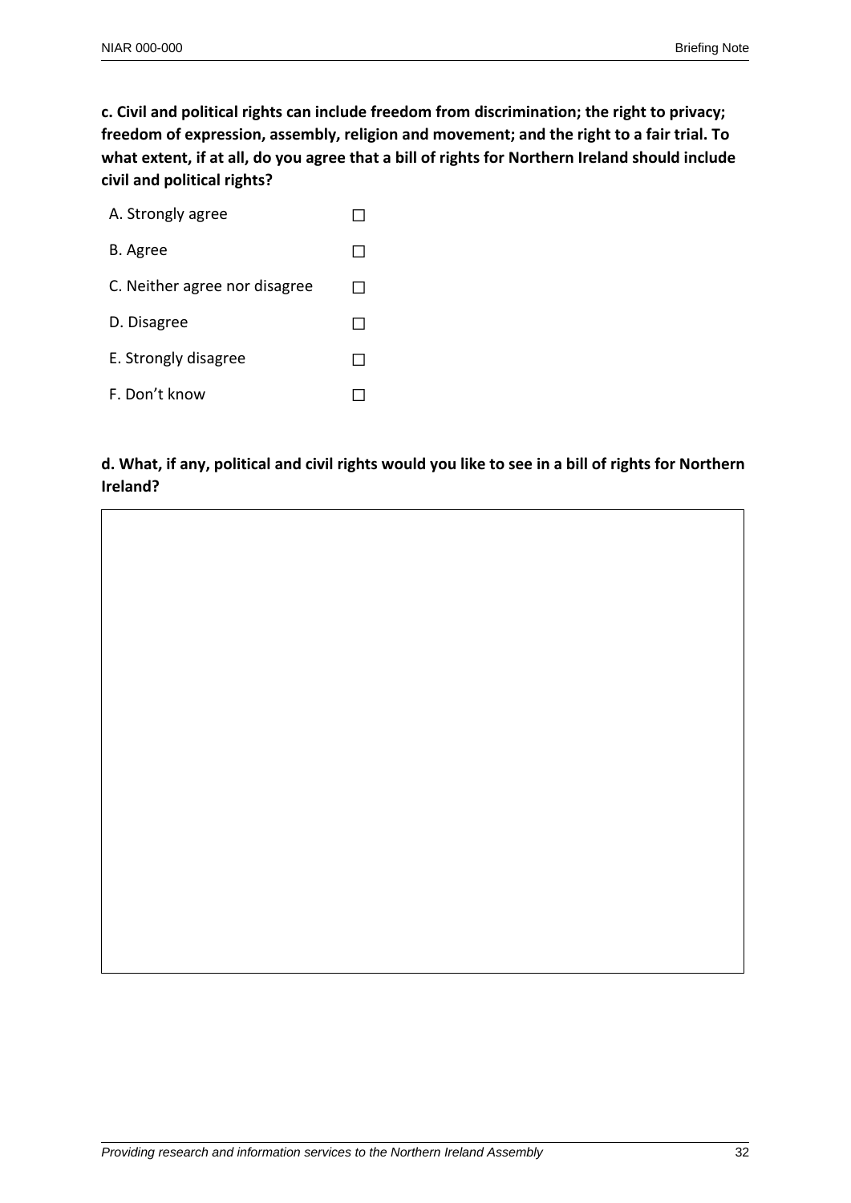**c. Civil and political rights can include freedom from discrimination; the right to privacy; freedom of expression, assembly, religion and movement; and the right to a fair trial. To what extent, if at all, do you agree that a bill of rights for Northern Ireland should include civil and political rights?**

A. Strongly agree ☐

B. Agree ☐

C. Neither agree nor disagree ☐

D. Disagree ☐

E. Strongly disagree ☐

F. Don't know ☐

**d. What, if any, political and civil rights would you like to see in a bill of rights for Northern Ireland?**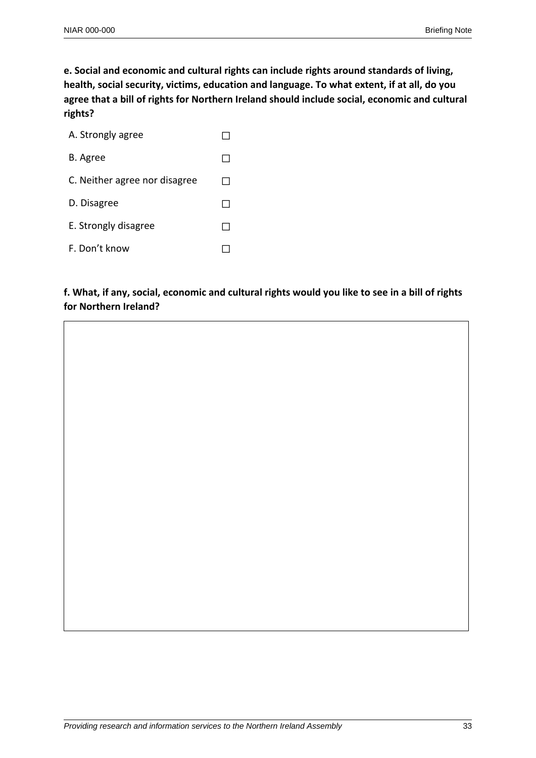**e. Social and economic and cultural rights can include rights around standards of living, health, social security, victims, education and language. To what extent, if at all, do you agree that a bill of rights for Northern Ireland should include social, economic and cultural rights?**

- A. Strongly agree ☐
- B. Agree ☐
- C. Neither agree nor disagree ☐
- D. Disagree ☐
- E. Strongly disagree ☐
- F. Don't know ☐

**f. What, if any, social, economic and cultural rights would you like to see in a bill of rights for Northern Ireland?**

| |
|---|
| |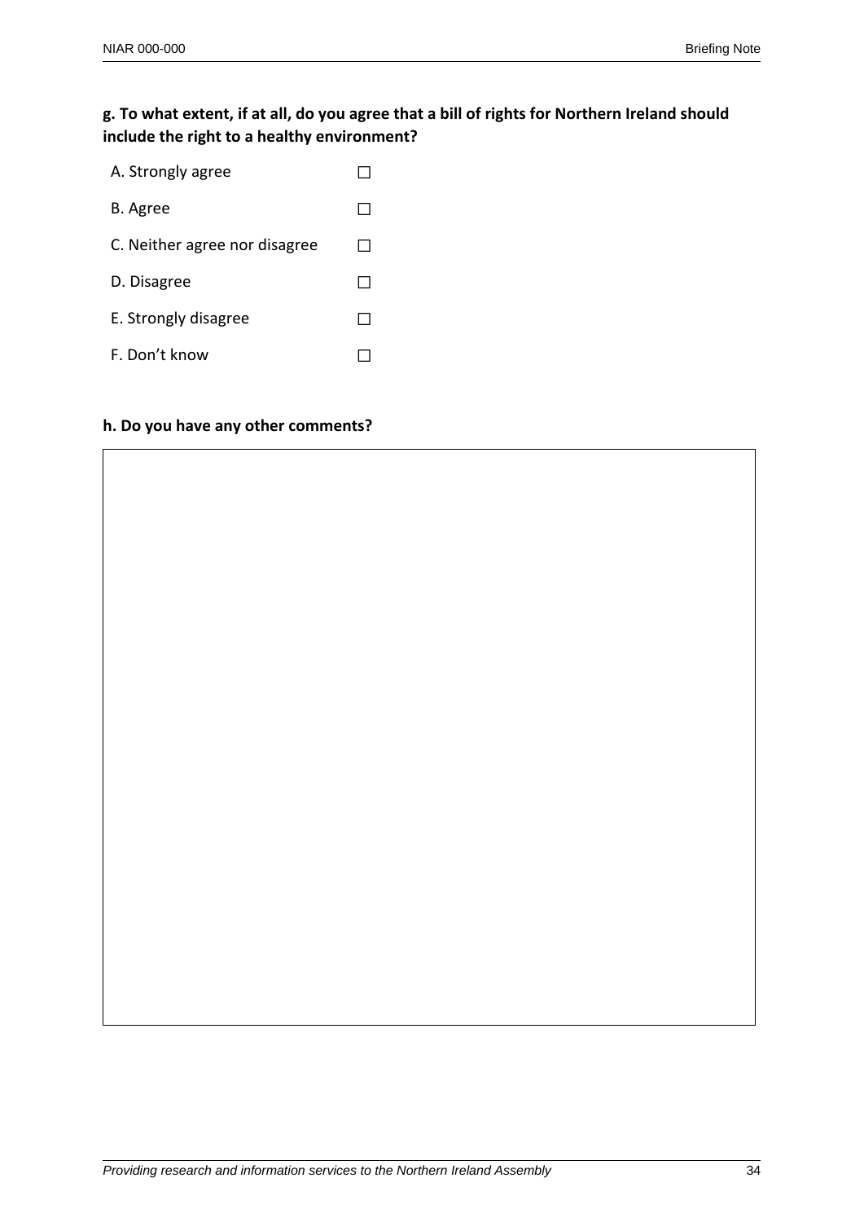**g. To what extent, if at all, do you agree that a bill of rights for Northern Ireland should include the right to a healthy environment?**

| | |
|---|---|
| A. Strongly agree | ☐ |
| B. Agree | ☐ |
| C. Neither agree nor disagree | ☐ |
| D. Disagree | ☐ |
| E. Strongly disagree | ☐ |
| F. Don't know | ☐ |

**h. Do you have any other comments?**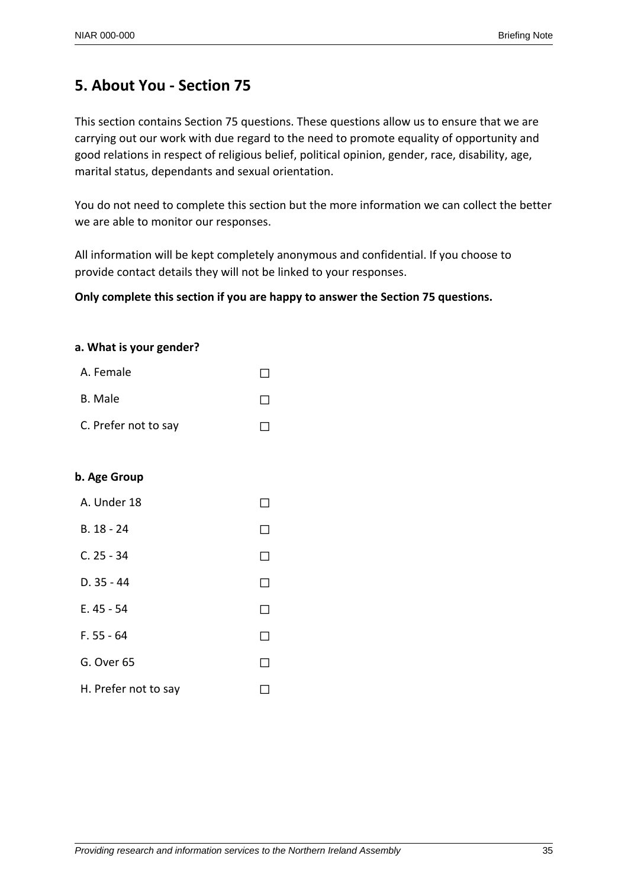## 5. About You - Section 75

This section contains Section 75 questions. These questions allow us to ensure that we are carrying out our work with due regard to the need to promote equality of opportunity and good relations in respect of religious belief, political opinion, gender, race, disability, age, marital status, dependants and sexual orientation.

You do not need to complete this section but the more information we can collect the better we are able to monitor our responses.

All information will be kept completely anonymous and confidential. If you choose to provide contact details they will not be linked to your responses.

**Only complete this section if you are happy to answer the Section 75 questions.**

**a. What is your gender?**

A. Female ☐

B. Male ☐

C. Prefer not to say ☐

**b. Age Group**

A. Under 18 ☐

B. 18 - 24 ☐

C. 25 - 34 ☐

D. 35 - 44 ☐

E. 45 - 54 ☐

F. 55 - 64 ☐

G. Over 65 ☐

H. Prefer not to say ☐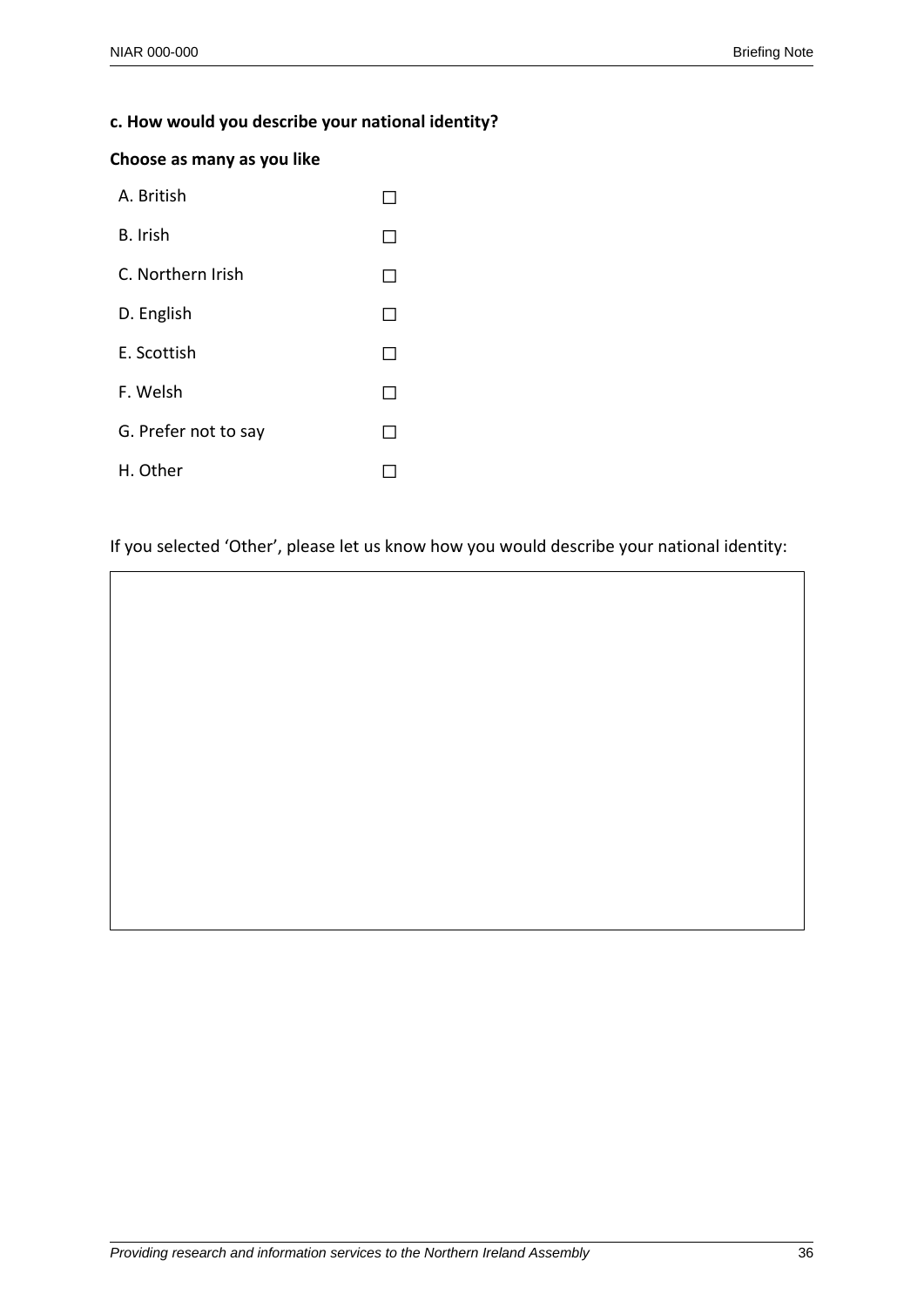**c. How would you describe your national identity?**

**Choose as many as you like**

- A. British ☐
- B. Irish ☐
- C. Northern Irish ☐
- D. English ☐
- E. Scottish ☐
- F. Welsh ☐
- G. Prefer not to say ☐
- H. Other ☐

If you selected 'Other', please let us know how you would describe your national identity: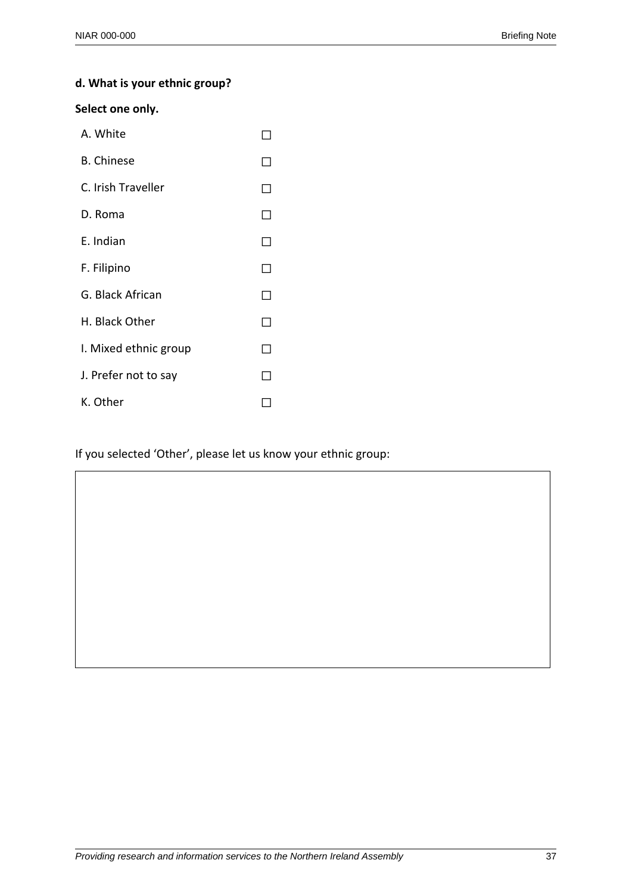**d. What is your ethnic group?**

**Select one only.**

- A. White ☐
- B. Chinese ☐
- C. Irish Traveller ☐
- D. Roma ☐
- E. Indian ☐
- F. Filipino ☐
- G. Black African ☐
- H. Black Other ☐
- I. Mixed ethnic group ☐
- J. Prefer not to say ☐
- K. Other ☐

If you selected 'Other', please let us know your ethnic group:

| |
|---|
| |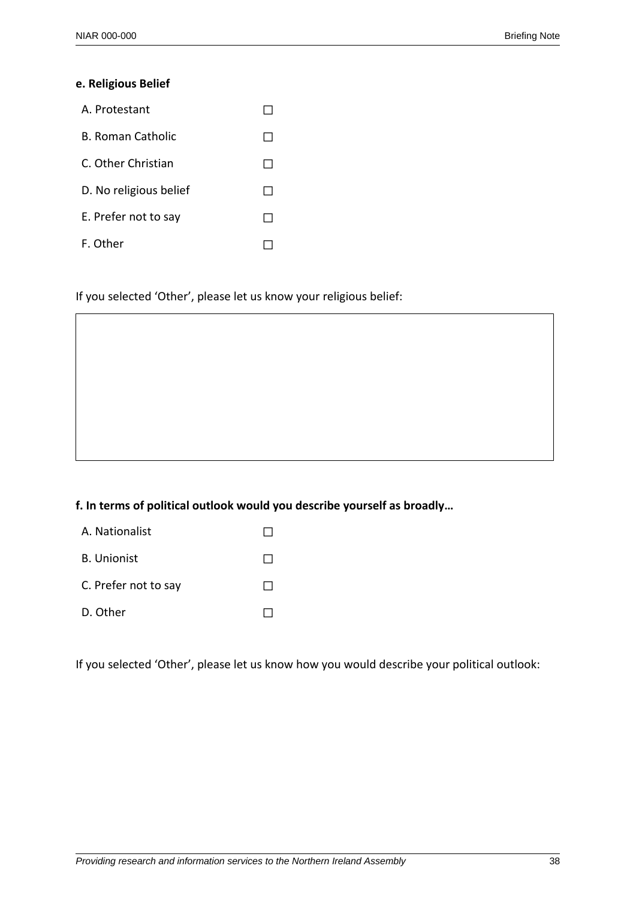**e. Religious Belief**

- A. Protestant ☐
- B. Roman Catholic ☐
- C. Other Christian ☐
- D. No religious belief ☐
- E. Prefer not to say ☐
- F. Other ☐

If you selected 'Other', please let us know your religious belief:

**f. In terms of political outlook would you describe yourself as broadly…**

- A. Nationalist ☐
- B. Unionist ☐
- C. Prefer not to say ☐
- D. Other ☐

If you selected 'Other', please let us know how you would describe your political outlook: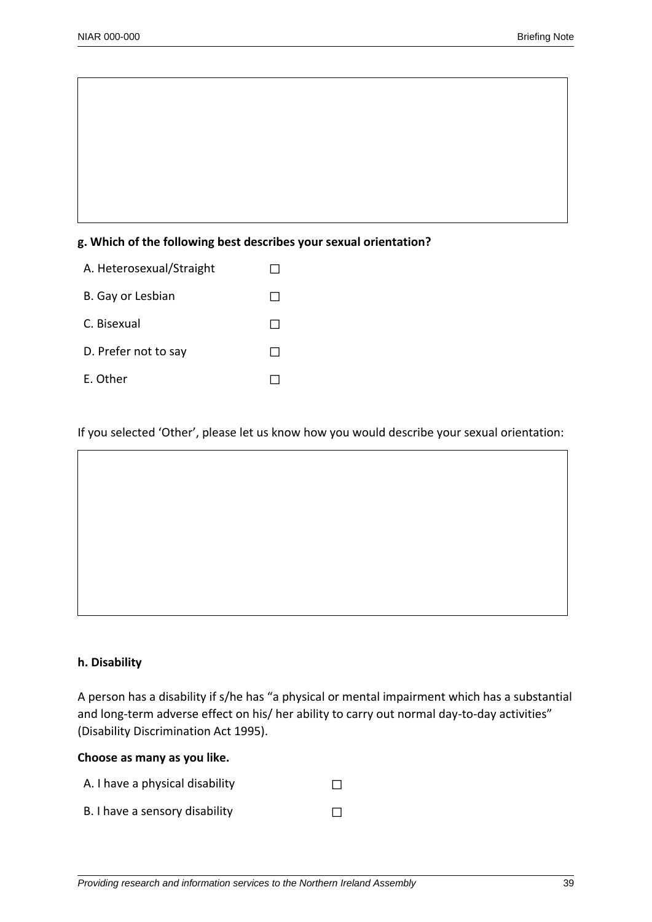**g. Which of the following best describes your sexual orientation?**

A. Heterosexual/Straight ☐

B. Gay or Lesbian ☐

C. Bisexual ☐

D. Prefer not to say ☐

E. Other ☐

If you selected 'Other', please let us know how you would describe your sexual orientation:

**h. Disability**

A person has a disability if s/he has "a physical or mental impairment which has a substantial and long-term adverse effect on his/ her ability to carry out normal day-to-day activities" (Disability Discrimination Act 1995).

**Choose as many as you like.**

A. I have a physical disability ☐

B. I have a sensory disability ☐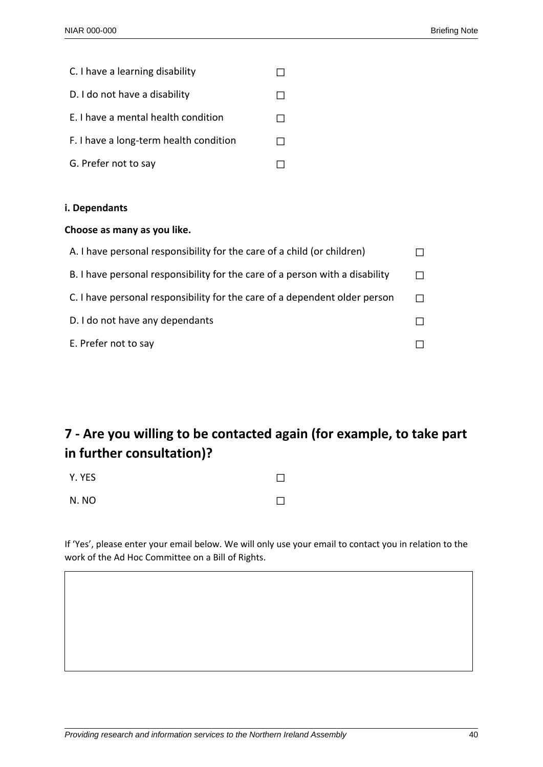C. I have a learning disability ☐

D. I do not have a disability ☐

E. I have a mental health condition ☐

F. I have a long-term health condition ☐

G. Prefer not to say ☐

**i. Dependants**

**Choose as many as you like.**

A. I have personal responsibility for the care of a child (or children) ☐

B. I have personal responsibility for the care of a person with a disability ☐

C. I have personal responsibility for the care of a dependent older person ☐

D. I do not have any dependants ☐

E. Prefer not to say ☐

## 7 - Are you willing to be contacted again (for example, to take part in further consultation)?

Y. YES ☐

N. NO ☐

If 'Yes', please enter your email below. We will only use your email to contact you in relation to the work of the Ad Hoc Committee on a Bill of Rights.

|  |
|---|
|  |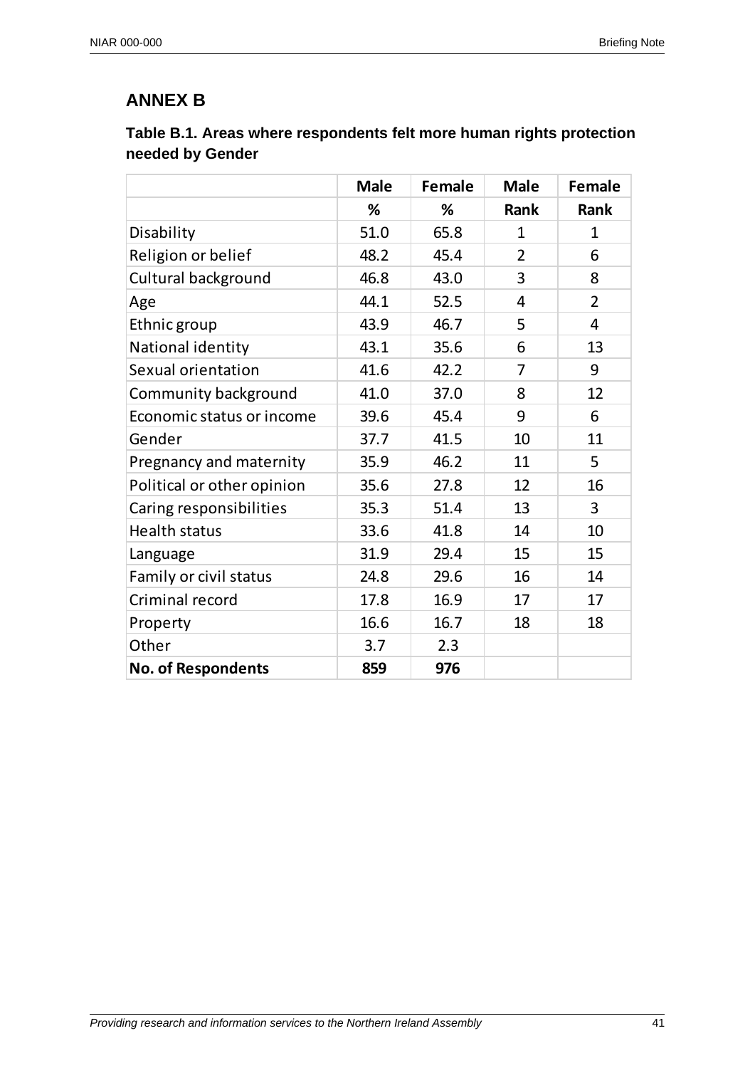## ANNEX B

**Table B.1. Areas where respondents felt more human rights protection needed by Gender**

| | Male | Female | Male | Female |
|---|---|---|---|---|
| | **%** | **%** | **Rank** | **Rank** |
| Disability | 51.0 | 65.8 | 1 | 1 |
| Religion or belief | 48.2 | 45.4 | 2 | 6 |
| Cultural background | 46.8 | 43.0 | 3 | 8 |
| Age | 44.1 | 52.5 | 4 | 2 |
| Ethnic group | 43.9 | 46.7 | 5 | 4 |
| National identity | 43.1 | 35.6 | 6 | 13 |
| Sexual orientation | 41.6 | 42.2 | 7 | 9 |
| Community background | 41.0 | 37.0 | 8 | 12 |
| Economic status or income | 39.6 | 45.4 | 9 | 6 |
| Gender | 37.7 | 41.5 | 10 | 11 |
| Pregnancy and maternity | 35.9 | 46.2 | 11 | 5 |
| Political or other opinion | 35.6 | 27.8 | 12 | 16 |
| Caring responsibilities | 35.3 | 51.4 | 13 | 3 |
| Health status | 33.6 | 41.8 | 14 | 10 |
| Language | 31.9 | 29.4 | 15 | 15 |
| Family or civil status | 24.8 | 29.6 | 16 | 14 |
| Criminal record | 17.8 | 16.9 | 17 | 17 |
| Property | 16.6 | 16.7 | 18 | 18 |
| Other | 3.7 | 2.3 | | |
| **No. of Respondents** | **859** | **976** | | |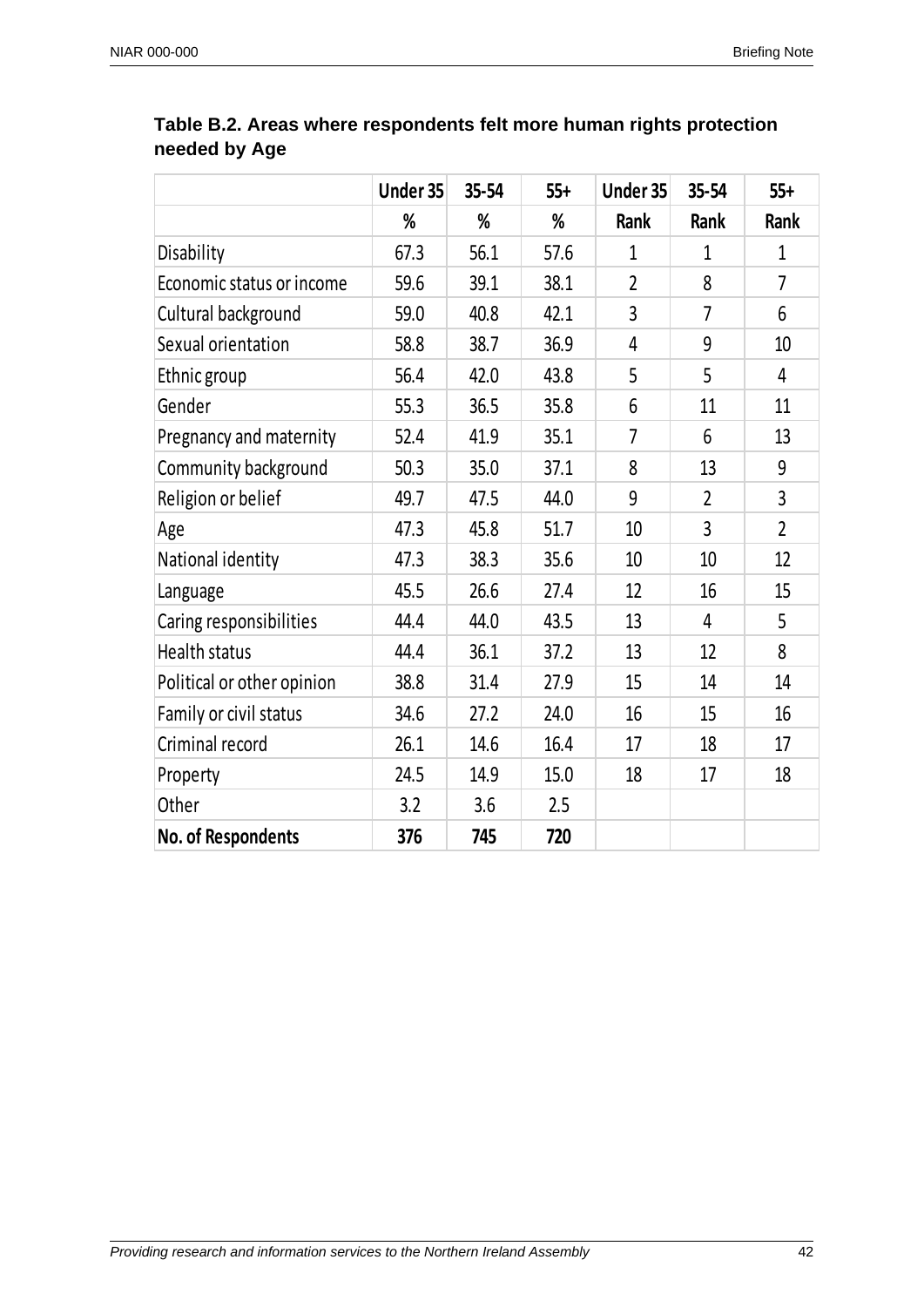**Table B.2. Areas where respondents felt more human rights protection needed by Age**

| | Under 35 | 35-54 | 55+ | Under 35 | 35-54 | 55+ |
|---|---|---|---|---|---|---|
| | % | % | % | Rank | Rank | Rank |
| Disability | 67.3 | 56.1 | 57.6 | 1 | 1 | 1 |
| Economic status or income | 59.6 | 39.1 | 38.1 | 2 | 8 | 7 |
| Cultural background | 59.0 | 40.8 | 42.1 | 3 | 7 | 6 |
| Sexual orientation | 58.8 | 38.7 | 36.9 | 4 | 9 | 10 |
| Ethnic group | 56.4 | 42.0 | 43.8 | 5 | 5 | 4 |
| Gender | 55.3 | 36.5 | 35.8 | 6 | 11 | 11 |
| Pregnancy and maternity | 52.4 | 41.9 | 35.1 | 7 | 6 | 13 |
| Community background | 50.3 | 35.0 | 37.1 | 8 | 13 | 9 |
| Religion or belief | 49.7 | 47.5 | 44.0 | 9 | 2 | 3 |
| Age | 47.3 | 45.8 | 51.7 | 10 | 3 | 2 |
| National identity | 47.3 | 38.3 | 35.6 | 10 | 10 | 12 |
| Language | 45.5 | 26.6 | 27.4 | 12 | 16 | 15 |
| Caring responsibilities | 44.4 | 44.0 | 43.5 | 13 | 4 | 5 |
| Health status | 44.4 | 36.1 | 37.2 | 13 | 12 | 8 |
| Political or other opinion | 38.8 | 31.4 | 27.9 | 15 | 14 | 14 |
| Family or civil status | 34.6 | 27.2 | 24.0 | 16 | 15 | 16 |
| Criminal record | 26.1 | 14.6 | 16.4 | 17 | 18 | 17 |
| Property | 24.5 | 14.9 | 15.0 | 18 | 17 | 18 |
| Other | 3.2 | 3.6 | 2.5 | | | |
| **No. of Respondents** | **376** | **745** | **720** | | | |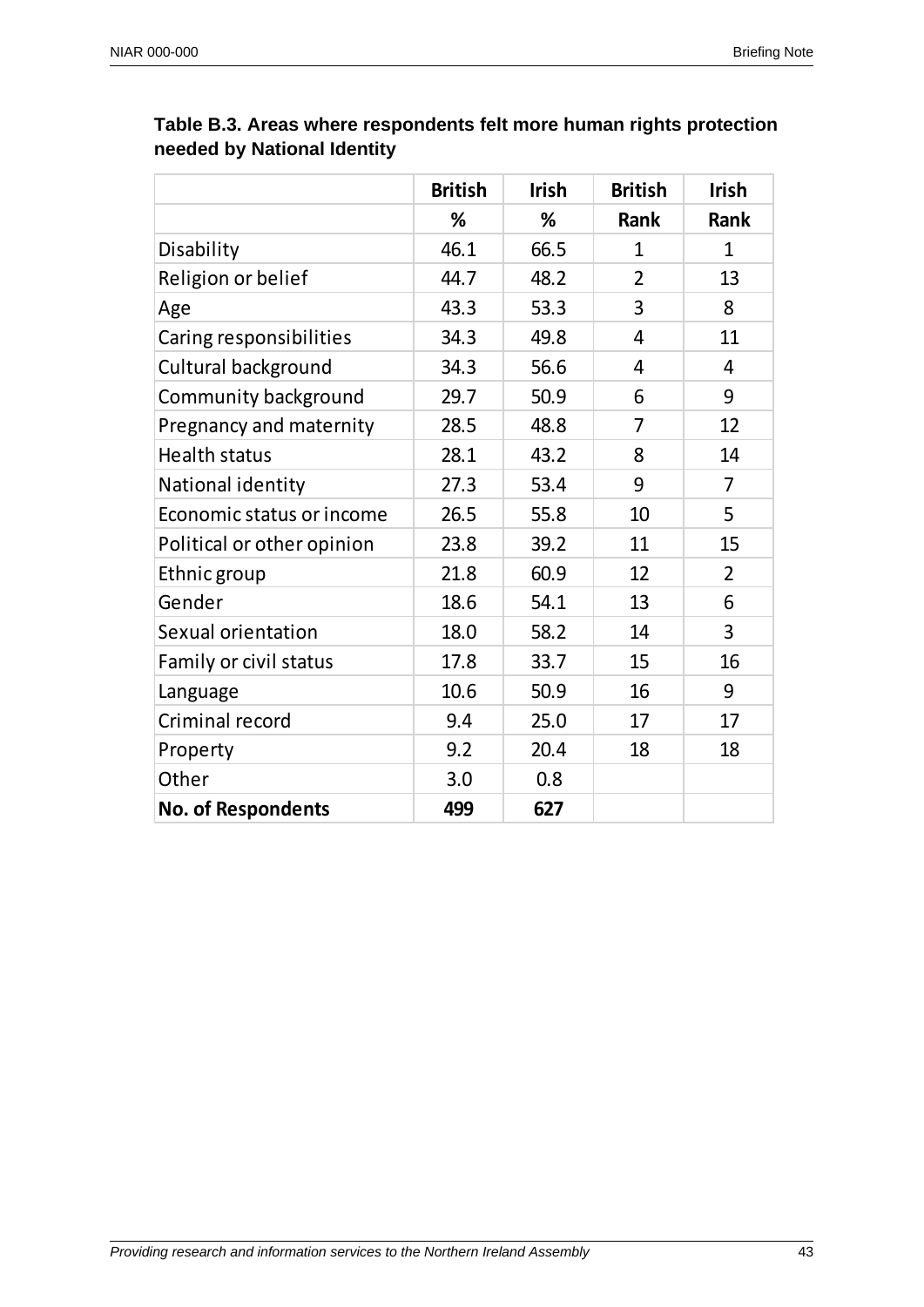**Table B.3. Areas where respondents felt more human rights protection needed by National Identity**

| | British | Irish | British | Irish |
|---|---|---|---|---|
| | % | % | Rank | Rank |
| Disability | 46.1 | 66.5 | 1 | 1 |
| Religion or belief | 44.7 | 48.2 | 2 | 13 |
| Age | 43.3 | 53.3 | 3 | 8 |
| Caring responsibilities | 34.3 | 49.8 | 4 | 11 |
| Cultural background | 34.3 | 56.6 | 4 | 4 |
| Community background | 29.7 | 50.9 | 6 | 9 |
| Pregnancy and maternity | 28.5 | 48.8 | 7 | 12 |
| Health status | 28.1 | 43.2 | 8 | 14 |
| National identity | 27.3 | 53.4 | 9 | 7 |
| Economic status or income | 26.5 | 55.8 | 10 | 5 |
| Political or other opinion | 23.8 | 39.2 | 11 | 15 |
| Ethnic group | 21.8 | 60.9 | 12 | 2 |
| Gender | 18.6 | 54.1 | 13 | 6 |
| Sexual orientation | 18.0 | 58.2 | 14 | 3 |
| Family or civil status | 17.8 | 33.7 | 15 | 16 |
| Language | 10.6 | 50.9 | 16 | 9 |
| Criminal record | 9.4 | 25.0 | 17 | 17 |
| Property | 9.2 | 20.4 | 18 | 18 |
| Other | 3.0 | 0.8 | | |
| **No. of Respondents** | **499** | **627** | | |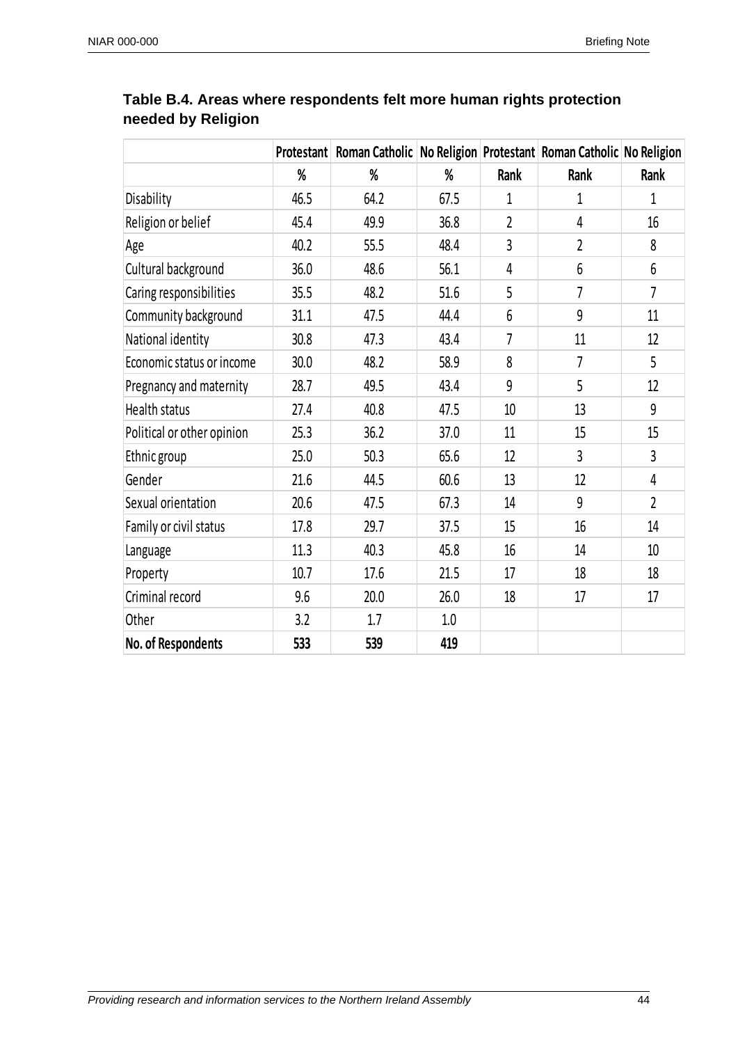**Table B.4. Areas where respondents felt more human rights protection needed by Religion**

| | Protestant | Roman Catholic | No Religion | Protestant | Roman Catholic | No Religion |
|---|---|---|---|---|---|---|
| | % | % | % | Rank | Rank | Rank |
| Disability | 46.5 | 64.2 | 67.5 | 1 | 1 | 1 |
| Religion or belief | 45.4 | 49.9 | 36.8 | 2 | 4 | 16 |
| Age | 40.2 | 55.5 | 48.4 | 3 | 2 | 8 |
| Cultural background | 36.0 | 48.6 | 56.1 | 4 | 6 | 6 |
| Caring responsibilities | 35.5 | 48.2 | 51.6 | 5 | 7 | 7 |
| Community background | 31.1 | 47.5 | 44.4 | 6 | 9 | 11 |
| National identity | 30.8 | 47.3 | 43.4 | 7 | 11 | 12 |
| Economic status or income | 30.0 | 48.2 | 58.9 | 8 | 7 | 5 |
| Pregnancy and maternity | 28.7 | 49.5 | 43.4 | 9 | 5 | 12 |
| Health status | 27.4 | 40.8 | 47.5 | 10 | 13 | 9 |
| Political or other opinion | 25.3 | 36.2 | 37.0 | 11 | 15 | 15 |
| Ethnic group | 25.0 | 50.3 | 65.6 | 12 | 3 | 3 |
| Gender | 21.6 | 44.5 | 60.6 | 13 | 12 | 4 |
| Sexual orientation | 20.6 | 47.5 | 67.3 | 14 | 9 | 2 |
| Family or civil status | 17.8 | 29.7 | 37.5 | 15 | 16 | 14 |
| Language | 11.3 | 40.3 | 45.8 | 16 | 14 | 10 |
| Property | 10.7 | 17.6 | 21.5 | 17 | 18 | 18 |
| Criminal record | 9.6 | 20.0 | 26.0 | 18 | 17 | 17 |
| Other | 3.2 | 1.7 | 1.0 | | | |
| **No. of Respondents** | **533** | **539** | **419** | | | |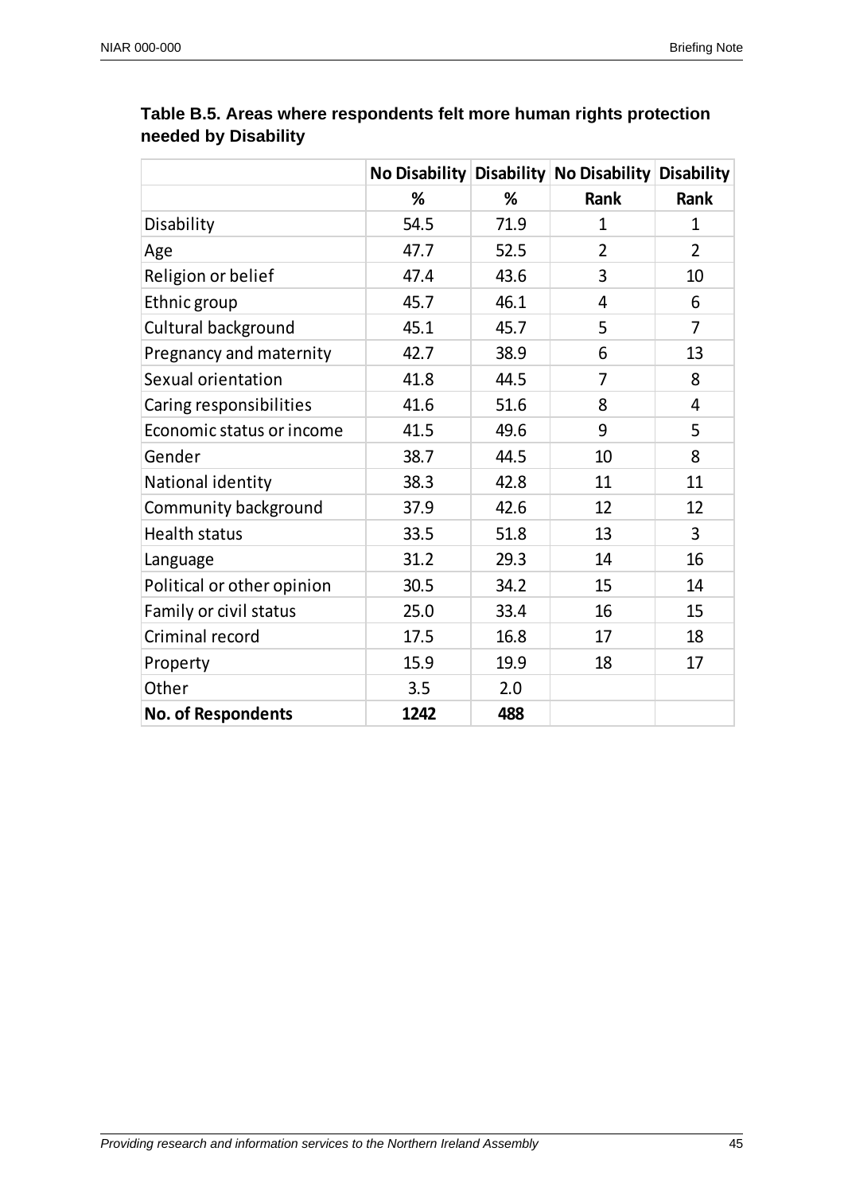**Table B.5. Areas where respondents felt more human rights protection needed by Disability**

| | No Disability | Disability | No Disability | Disability |
|---|---|---|---|---|
| | % | % | Rank | Rank |
| Disability | 54.5 | 71.9 | 1 | 1 |
| Age | 47.7 | 52.5 | 2 | 2 |
| Religion or belief | 47.4 | 43.6 | 3 | 10 |
| Ethnic group | 45.7 | 46.1 | 4 | 6 |
| Cultural background | 45.1 | 45.7 | 5 | 7 |
| Pregnancy and maternity | 42.7 | 38.9 | 6 | 13 |
| Sexual orientation | 41.8 | 44.5 | 7 | 8 |
| Caring responsibilities | 41.6 | 51.6 | 8 | 4 |
| Economic status or income | 41.5 | 49.6 | 9 | 5 |
| Gender | 38.7 | 44.5 | 10 | 8 |
| National identity | 38.3 | 42.8 | 11 | 11 |
| Community background | 37.9 | 42.6 | 12 | 12 |
| Health status | 33.5 | 51.8 | 13 | 3 |
| Language | 31.2 | 29.3 | 14 | 16 |
| Political or other opinion | 30.5 | 34.2 | 15 | 14 |
| Family or civil status | 25.0 | 33.4 | 16 | 15 |
| Criminal record | 17.5 | 16.8 | 17 | 18 |
| Property | 15.9 | 19.9 | 18 | 17 |
| Other | 3.5 | 2.0 | | |
| **No. of Respondents** | **1242** | **488** | | |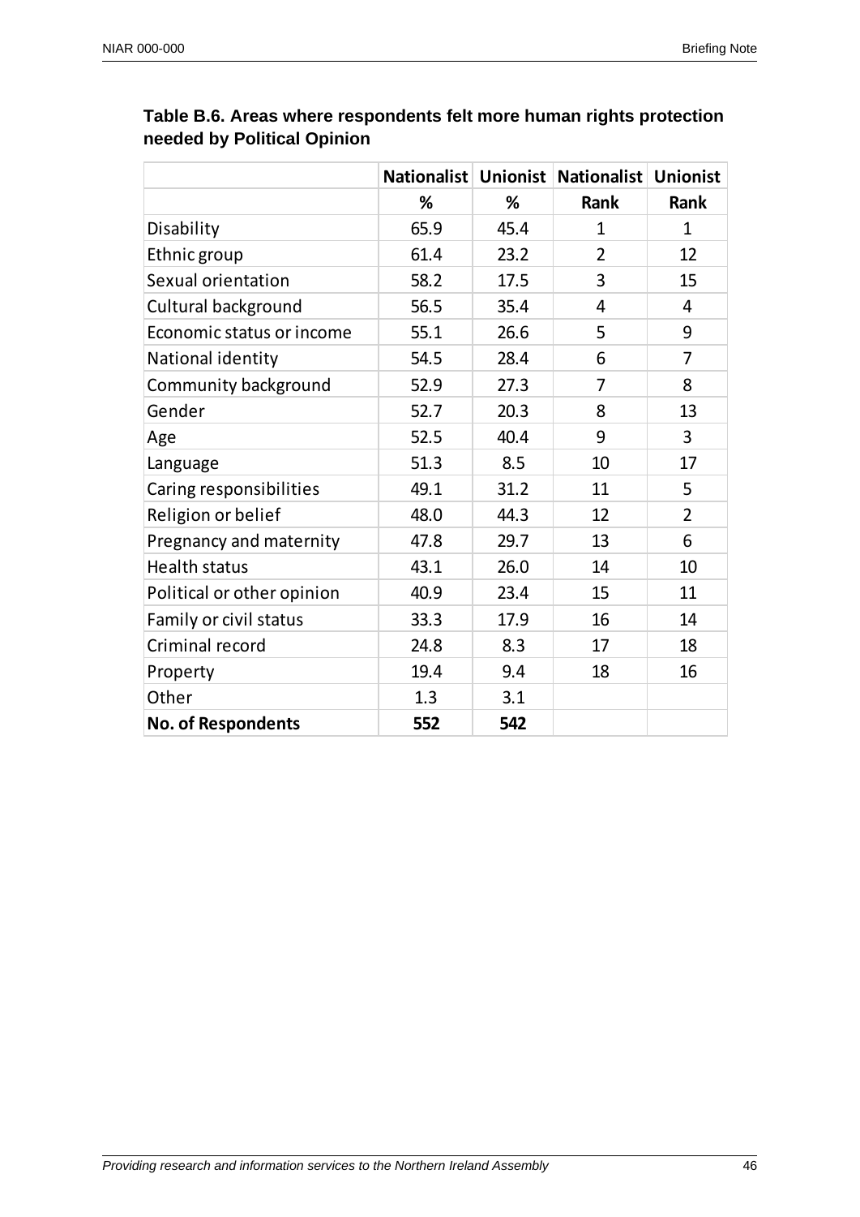**Table B.6. Areas where respondents felt more human rights protection needed by Political Opinion**

| | Nationalist | Unionist | Nationalist | Unionist |
|---|---|---|---|---|
| | % | % | Rank | Rank |
| Disability | 65.9 | 45.4 | 1 | 1 |
| Ethnic group | 61.4 | 23.2 | 2 | 12 |
| Sexual orientation | 58.2 | 17.5 | 3 | 15 |
| Cultural background | 56.5 | 35.4 | 4 | 4 |
| Economic status or income | 55.1 | 26.6 | 5 | 9 |
| National identity | 54.5 | 28.4 | 6 | 7 |
| Community background | 52.9 | 27.3 | 7 | 8 |
| Gender | 52.7 | 20.3 | 8 | 13 |
| Age | 52.5 | 40.4 | 9 | 3 |
| Language | 51.3 | 8.5 | 10 | 17 |
| Caring responsibilities | 49.1 | 31.2 | 11 | 5 |
| Religion or belief | 48.0 | 44.3 | 12 | 2 |
| Pregnancy and maternity | 47.8 | 29.7 | 13 | 6 |
| Health status | 43.1 | 26.0 | 14 | 10 |
| Political or other opinion | 40.9 | 23.4 | 15 | 11 |
| Family or civil status | 33.3 | 17.9 | 16 | 14 |
| Criminal record | 24.8 | 8.3 | 17 | 18 |
| Property | 19.4 | 9.4 | 18 | 16 |
| Other | 1.3 | 3.1 | | |
| **No. of Respondents** | **552** | **542** | | |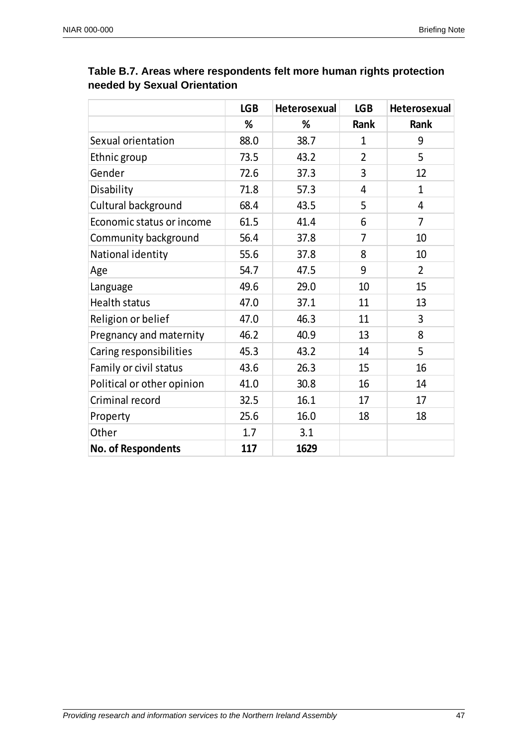**Table B.7. Areas where respondents felt more human rights protection needed by Sexual Orientation**

| | LGB | Heterosexual | LGB | Heterosexual |
|---|---|---|---|---|
| | % | % | Rank | Rank |
| Sexual orientation | 88.0 | 38.7 | 1 | 9 |
| Ethnic group | 73.5 | 43.2 | 2 | 5 |
| Gender | 72.6 | 37.3 | 3 | 12 |
| Disability | 71.8 | 57.3 | 4 | 1 |
| Cultural background | 68.4 | 43.5 | 5 | 4 |
| Economic status or income | 61.5 | 41.4 | 6 | 7 |
| Community background | 56.4 | 37.8 | 7 | 10 |
| National identity | 55.6 | 37.8 | 8 | 10 |
| Age | 54.7 | 47.5 | 9 | 2 |
| Language | 49.6 | 29.0 | 10 | 15 |
| Health status | 47.0 | 37.1 | 11 | 13 |
| Religion or belief | 47.0 | 46.3 | 11 | 3 |
| Pregnancy and maternity | 46.2 | 40.9 | 13 | 8 |
| Caring responsibilities | 45.3 | 43.2 | 14 | 5 |
| Family or civil status | 43.6 | 26.3 | 15 | 16 |
| Political or other opinion | 41.0 | 30.8 | 16 | 14 |
| Criminal record | 32.5 | 16.1 | 17 | 17 |
| Property | 25.6 | 16.0 | 18 | 18 |
| Other | 1.7 | 3.1 | | |
| **No. of Respondents** | **117** | **1629** | | |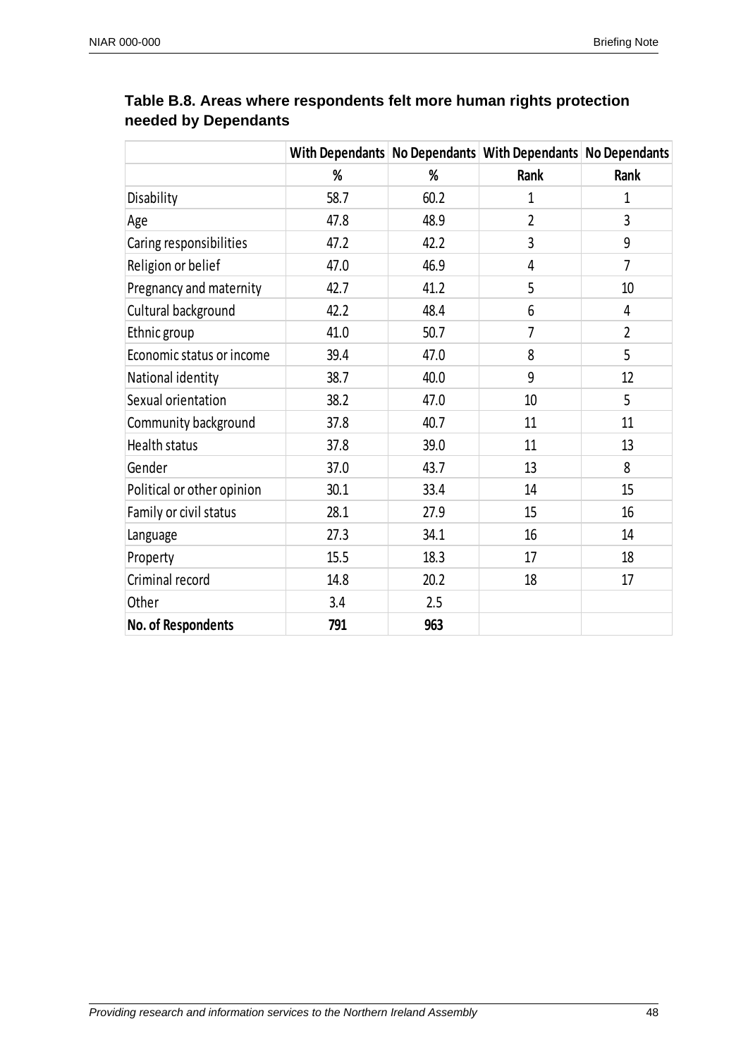**Table B.8. Areas where respondents felt more human rights protection needed by Dependants**

| | With Dependants | No Dependants | With Dependants | No Dependants |
|---|---|---|---|---|
| | % | % | Rank | Rank |
| Disability | 58.7 | 60.2 | 1 | 1 |
| Age | 47.8 | 48.9 | 2 | 3 |
| Caring responsibilities | 47.2 | 42.2 | 3 | 9 |
| Religion or belief | 47.0 | 46.9 | 4 | 7 |
| Pregnancy and maternity | 42.7 | 41.2 | 5 | 10 |
| Cultural background | 42.2 | 48.4 | 6 | 4 |
| Ethnic group | 41.0 | 50.7 | 7 | 2 |
| Economic status or income | 39.4 | 47.0 | 8 | 5 |
| National identity | 38.7 | 40.0 | 9 | 12 |
| Sexual orientation | 38.2 | 47.0 | 10 | 5 |
| Community background | 37.8 | 40.7 | 11 | 11 |
| Health status | 37.8 | 39.0 | 11 | 13 |
| Gender | 37.0 | 43.7 | 13 | 8 |
| Political or other opinion | 30.1 | 33.4 | 14 | 15 |
| Family or civil status | 28.1 | 27.9 | 15 | 16 |
| Language | 27.3 | 34.1 | 16 | 14 |
| Property | 15.5 | 18.3 | 17 | 18 |
| Criminal record | 14.8 | 20.2 | 18 | 17 |
| Other | 3.4 | 2.5 | | |
| **No. of Respondents** | **791** | **963** | | |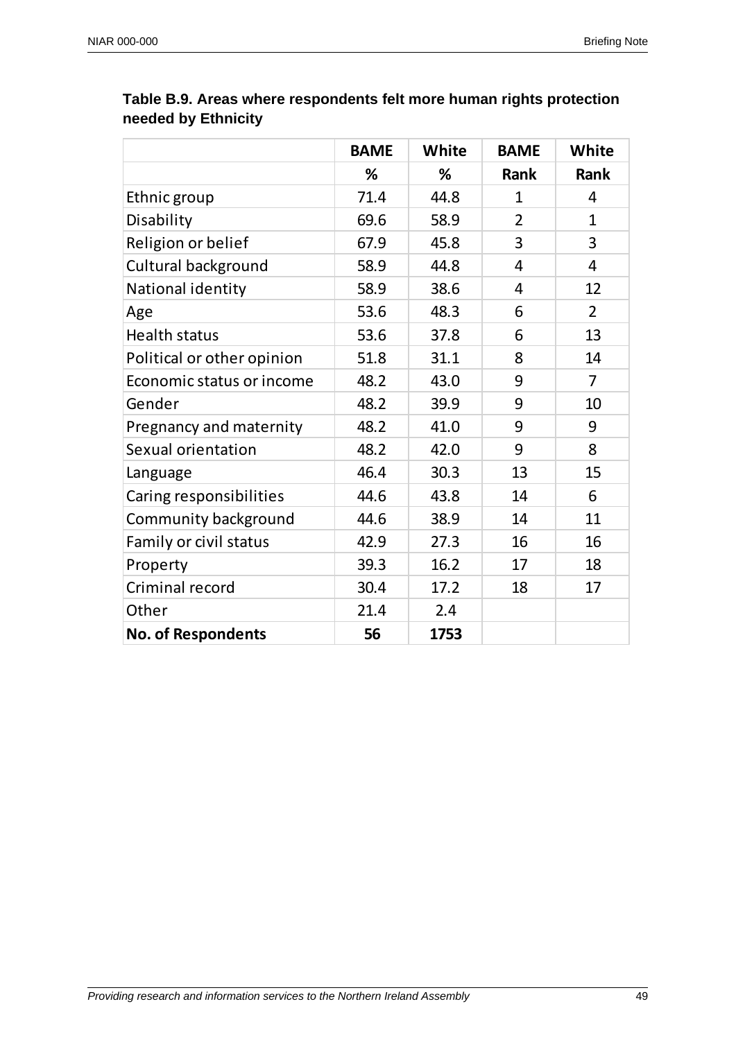**Table B.9. Areas where respondents felt more human rights protection needed by Ethnicity**

| | BAME | White | BAME | White |
|---|---|---|---|---|
| | % | % | Rank | Rank |
| Ethnic group | 71.4 | 44.8 | 1 | 4 |
| Disability | 69.6 | 58.9 | 2 | 1 |
| Religion or belief | 67.9 | 45.8 | 3 | 3 |
| Cultural background | 58.9 | 44.8 | 4 | 4 |
| National identity | 58.9 | 38.6 | 4 | 12 |
| Age | 53.6 | 48.3 | 6 | 2 |
| Health status | 53.6 | 37.8 | 6 | 13 |
| Political or other opinion | 51.8 | 31.1 | 8 | 14 |
| Economic status or income | 48.2 | 43.0 | 9 | 7 |
| Gender | 48.2 | 39.9 | 9 | 10 |
| Pregnancy and maternity | 48.2 | 41.0 | 9 | 9 |
| Sexual orientation | 48.2 | 42.0 | 9 | 8 |
| Language | 46.4 | 30.3 | 13 | 15 |
| Caring responsibilities | 44.6 | 43.8 | 14 | 6 |
| Community background | 44.6 | 38.9 | 14 | 11 |
| Family or civil status | 42.9 | 27.3 | 16 | 16 |
| Property | 39.3 | 16.2 | 17 | 18 |
| Criminal record | 30.4 | 17.2 | 18 | 17 |
| Other | 21.4 | 2.4 | | |
| **No. of Respondents** | **56** | **1753** | | |